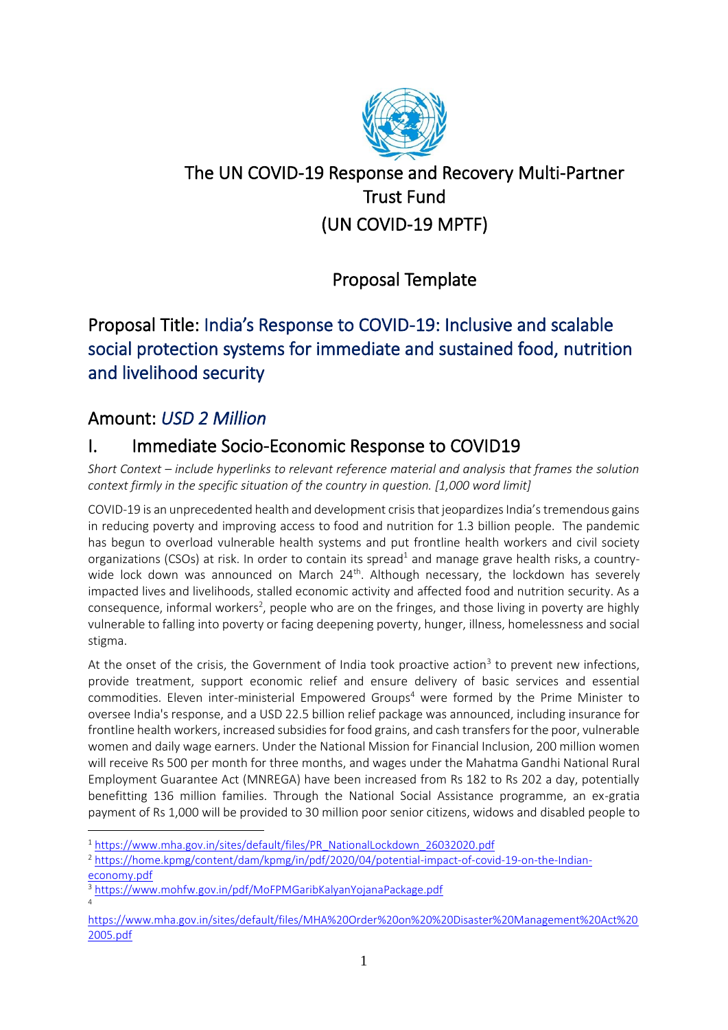# The UN COVID-19 Response and Recovery Multi-Partner Trust Fund (UN COVID-19 MPTF)

## Proposal Template

## Proposal Title: India's Response to COVID-19: Inclusive and scalable social protection systems for immediate and sustained food, nutrition and livelihood security

## Amount: *USD 2 Million*

## I. Immediate Socio-Economic Response to COVID19

*Short Context – include hyperlinks to relevant reference material and analysis that frames the solution context firmly in the specific situation of the country in question. [1,000 word limit]*

COVID-19 is an unprecedented health and development crisis that jeopardizes India's tremendous gains in reducing poverty and improving access to food and nutrition for 1.3 billion people. The pandemic has begun to overload vulnerable health systems and put frontline health workers and civil society organizations (CSOs) at risk. In order to contain its spread[1] and manage grave health risks, a country-wide lock down was announced on March 24th. Although necessary, the lockdown has severely impacted lives and livelihoods, stalled economic activity and affected food and nutrition security. As a consequence, informal workers[2], people who are on the fringes, and those living in poverty are highly vulnerable to falling into poverty or facing deepening poverty, hunger, illness, homelessness and social stigma.

At the onset of the crisis, the Government of India took proactive action[3] to prevent new infections, provide treatment, support economic relief and ensure delivery of basic services and essential commodities. Eleven inter-ministerial Empowered Groups[4] were formed by the Prime Minister to oversee India's response, and a USD 22.5 billion relief package was announced, including insurance for frontline health workers, increased subsidies for food grains, and cash transfers for the poor, vulnerable women and daily wage earners. Under the National Mission for Financial Inclusion, 200 million women will receive Rs 500 per month for three months, and wages under the Mahatma Gandhi National Rural Employment Guarantee Act (MNREGA) have been increased from Rs 182 to Rs 202 a day, potentially benefitting 136 million families. Through the National Social Assistance programme, an ex-gratia payment of Rs 1,000 will be provided to 30 million poor senior citizens, widows and disabled people to

---

[1] https://www.mha.gov.in/sites/default/files/PR_NationalLockdown_26032020.pdf

[2] https://home.kpmg/content/dam/kpmg/in/pdf/2020/04/potential-impact-of-covid-19-on-the-Indian-economy.pdf

[3] https://www.mohfw.gov.in/pdf/MoFPMGaribKalyanYojanaPackage.pdf

[4] https://www.mha.gov.in/sites/default/files/MHA%20Order%20on%20%20Disaster%20Management%20Act%202005.pdf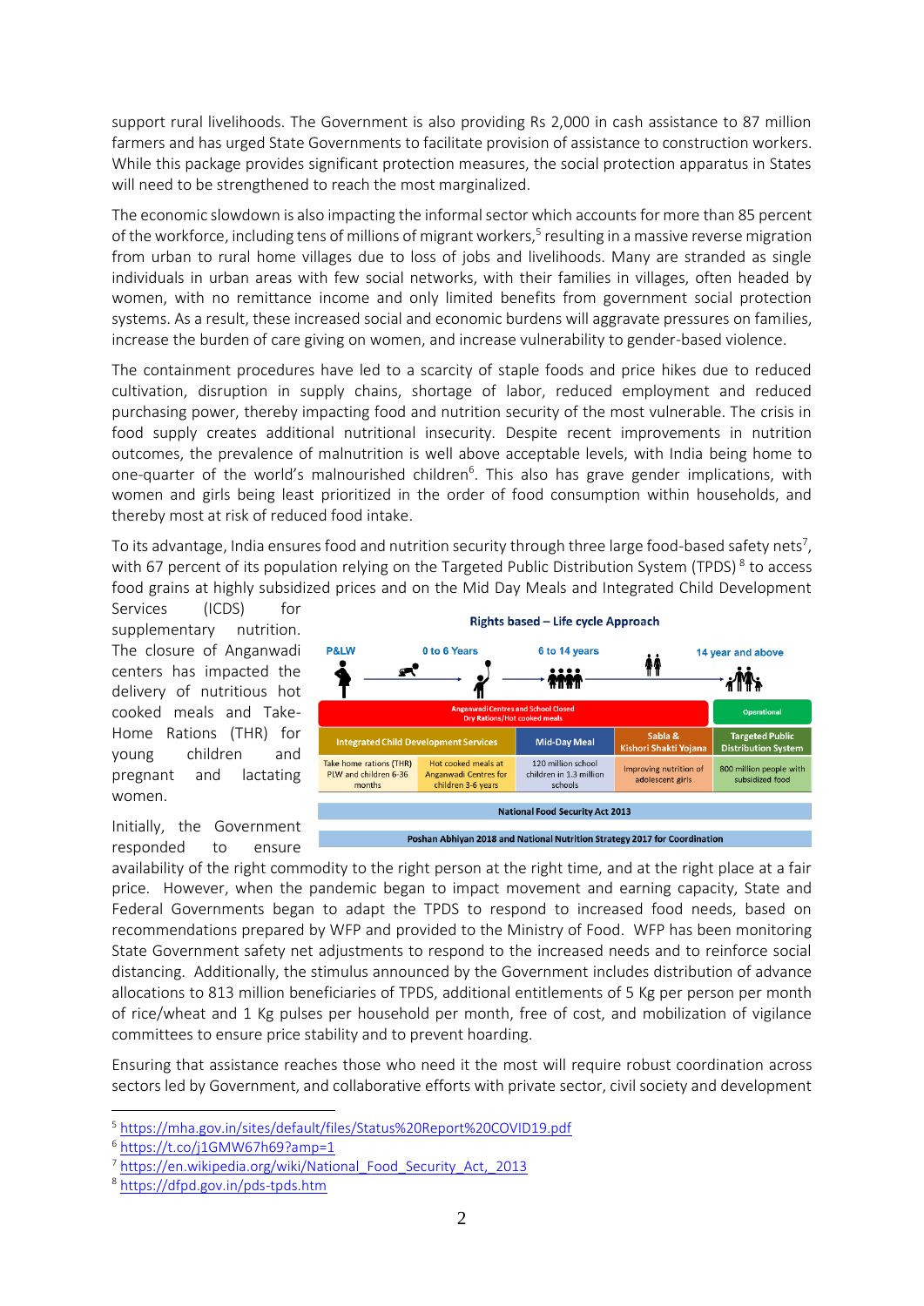support rural livelihoods. The Government is also providing Rs 2,000 in cash assistance to 87 million farmers and has urged State Governments to facilitate provision of assistance to construction workers. While this package provides significant protection measures, the social protection apparatus in States will need to be strengthened to reach the most marginalized.

The economic slowdown is also impacting the informal sector which accounts for more than 85 percent of the workforce, including tens of millions of migrant workers,[5] resulting in a massive reverse migration from urban to rural home villages due to loss of jobs and livelihoods. Many are stranded as single individuals in urban areas with few social networks, with their families in villages, often headed by women, with no remittance income and only limited benefits from government social protection systems. As a result, these increased social and economic burdens will aggravate pressures on families, increase the burden of care giving on women, and increase vulnerability to gender-based violence.

The containment procedures have led to a scarcity of staple foods and price hikes due to reduced cultivation, disruption in supply chains, shortage of labor, reduced employment and reduced purchasing power, thereby impacting food and nutrition security of the most vulnerable. The crisis in food supply creates additional nutritional insecurity. Despite recent improvements in nutrition outcomes, the prevalence of malnutrition is well above acceptable levels, with India being home to one-quarter of the world's malnourished children[6]. This also has grave gender implications, with women and girls being least prioritized in the order of food consumption within households, and thereby most at risk of reduced food intake.

To its advantage, India ensures food and nutrition security through three large food-based safety nets[7], with 67 percent of its population relying on the Targeted Public Distribution System (TPDS)[8] to access food grains at highly subsidized prices and on the Mid Day Meals and Integrated Child Development Services (ICDS) for supplementary nutrition. The closure of Anganwadi centers has impacted the delivery of nutritious hot cooked meals and Take-Home Rations (THR) for young children and pregnant and lactating women.

**Rights based – Life cycle Approach**

| P&LW | 0 to 6 Years | 6 to 14 years | | 14 year and above |
|---|---|---|---|---|
| Anganwadi Centres and School Closed<br>Dry Rations/Hot cooked meals | | | | Operational |
| Integrated Child Development Services | | Mid-Day Meal | Sabla & Kishori Shakti Yojana | Targeted Public Distribution System |
| Take home rations (THR) PLW and children 6-36 months | Hot cooked meals at Anganwadi Centres for children 3-6 years | 120 million school children in 1.3 million schools | Improving nutrition of adolescent girls | 800 million people with subsidized food |
| National Food Security Act 2013 | | | | |
| Poshan Abhiyan 2018 and National Nutrition Strategy 2017 for Coordination | | | | |

Initially, the Government responded to ensure availability of the right commodity to the right person at the right time, and at the right place at a fair price. However, when the pandemic began to impact movement and earning capacity, State and Federal Governments began to adapt the TPDS to respond to increased food needs, based on recommendations prepared by WFP and provided to the Ministry of Food. WFP has been monitoring State Government safety net adjustments to respond to the increased needs and to reinforce social distancing. Additionally, the stimulus announced by the Government includes distribution of advance allocations to 813 million beneficiaries of TPDS, additional entitlements of 5 Kg per person per month of rice/wheat and 1 Kg pulses per household per month, free of cost, and mobilization of vigilance committees to ensure price stability and to prevent hoarding.

Ensuring that assistance reaches those who need it the most will require robust coordination across sectors led by Government, and collaborative efforts with private sector, civil society and development

---

[5] https://mha.gov.in/sites/default/files/Status%20Report%20COVID19.pdf

[6] https://t.co/j1GMW67h69?amp=1

[7] https://en.wikipedia.org/wiki/National_Food_Security_Act,_2013

[8] https://dfpd.gov.in/pds-tpds.htm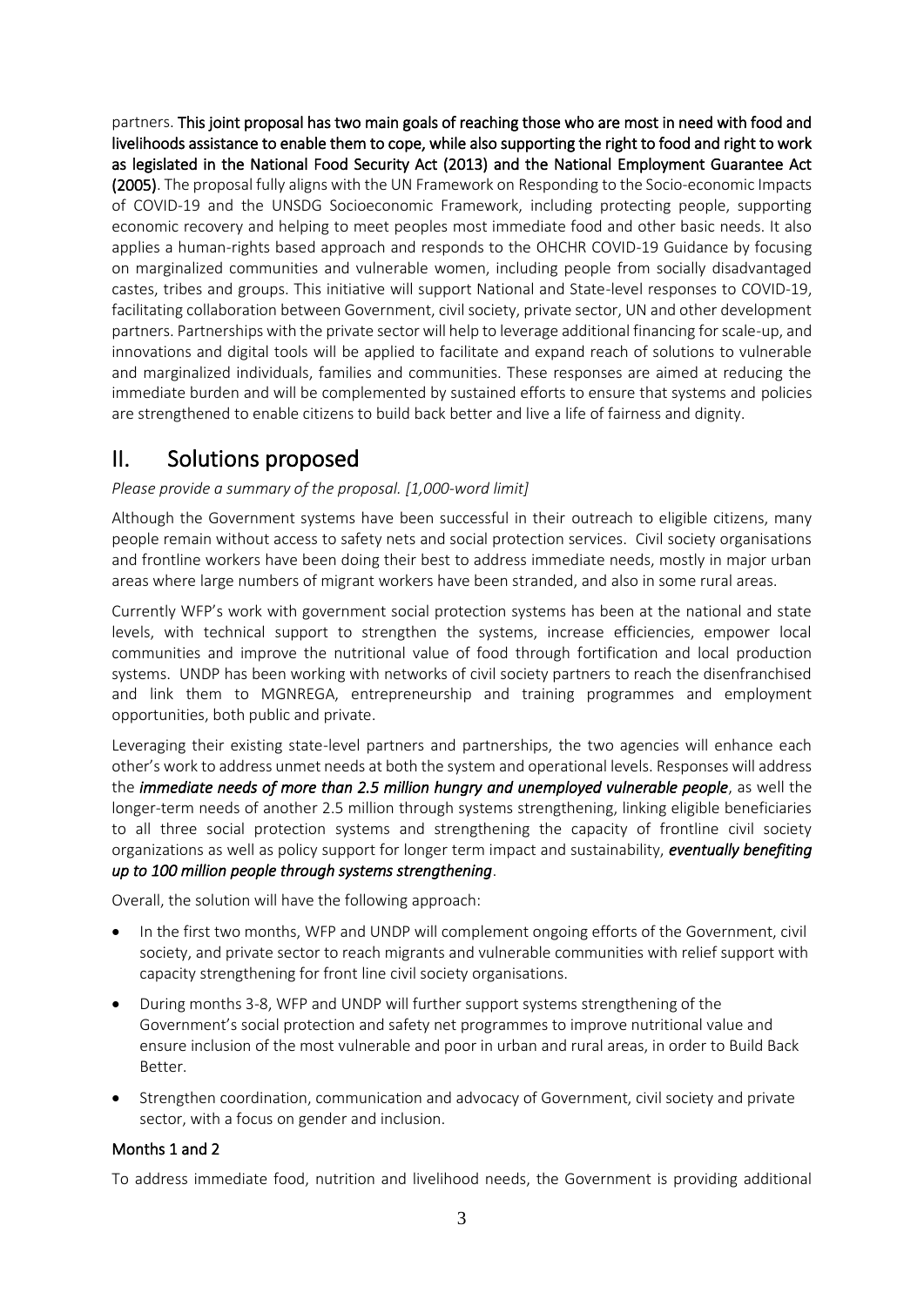partners. **This joint proposal has two main goals of reaching those who are most in need with food and livelihoods assistance to enable them to cope, while also supporting the right to food and right to work as legislated in the National Food Security Act (2013) and the National Employment Guarantee Act (2005)**. The proposal fully aligns with the UN Framework on Responding to the Socio-economic Impacts of COVID-19 and the UNSDG Socioeconomic Framework, including protecting people, supporting economic recovery and helping to meet peoples most immediate food and other basic needs. It also applies a human-rights based approach and responds to the OHCHR COVID-19 Guidance by focusing on marginalized communities and vulnerable women, including people from socially disadvantaged castes, tribes and groups. This initiative will support National and State-level responses to COVID-19, facilitating collaboration between Government, civil society, private sector, UN and other development partners. Partnerships with the private sector will help to leverage additional financing for scale-up, and innovations and digital tools will be applied to facilitate and expand reach of solutions to vulnerable and marginalized individuals, families and communities. These responses are aimed at reducing the immediate burden and will be complemented by sustained efforts to ensure that systems and policies are strengthened to enable citizens to build back better and live a life of fairness and dignity.

# II. Solutions proposed

*Please provide a summary of the proposal. [1,000-word limit]*

Although the Government systems have been successful in their outreach to eligible citizens, many people remain without access to safety nets and social protection services. Civil society organisations and frontline workers have been doing their best to address immediate needs, mostly in major urban areas where large numbers of migrant workers have been stranded, and also in some rural areas.

Currently WFP's work with government social protection systems has been at the national and state levels, with technical support to strengthen the systems, increase efficiencies, empower local communities and improve the nutritional value of food through fortification and local production systems. UNDP has been working with networks of civil society partners to reach the disenfranchised and link them to MGNREGA, entrepreneurship and training programmes and employment opportunities, both public and private.

Leveraging their existing state-level partners and partnerships, the two agencies will enhance each other's work to address unmet needs at both the system and operational levels. Responses will address the ***immediate needs of more than 2.5 million hungry and unemployed vulnerable people***, as well the longer-term needs of another 2.5 million through systems strengthening, linking eligible beneficiaries to all three social protection systems and strengthening the capacity of frontline civil society organizations as well as policy support for longer term impact and sustainability, ***eventually benefiting up to 100 million people through systems strengthening***.

Overall, the solution will have the following approach:

- In the first two months, WFP and UNDP will complement ongoing efforts of the Government, civil society, and private sector to reach migrants and vulnerable communities with relief support with capacity strengthening for front line civil society organisations.
- During months 3-8, WFP and UNDP will further support systems strengthening of the Government's social protection and safety net programmes to improve nutritional value and ensure inclusion of the most vulnerable and poor in urban and rural areas, in order to Build Back Better.
- Strengthen coordination, communication and advocacy of Government, civil society and private sector, with a focus on gender and inclusion.

### Months 1 and 2

To address immediate food, nutrition and livelihood needs, the Government is providing additional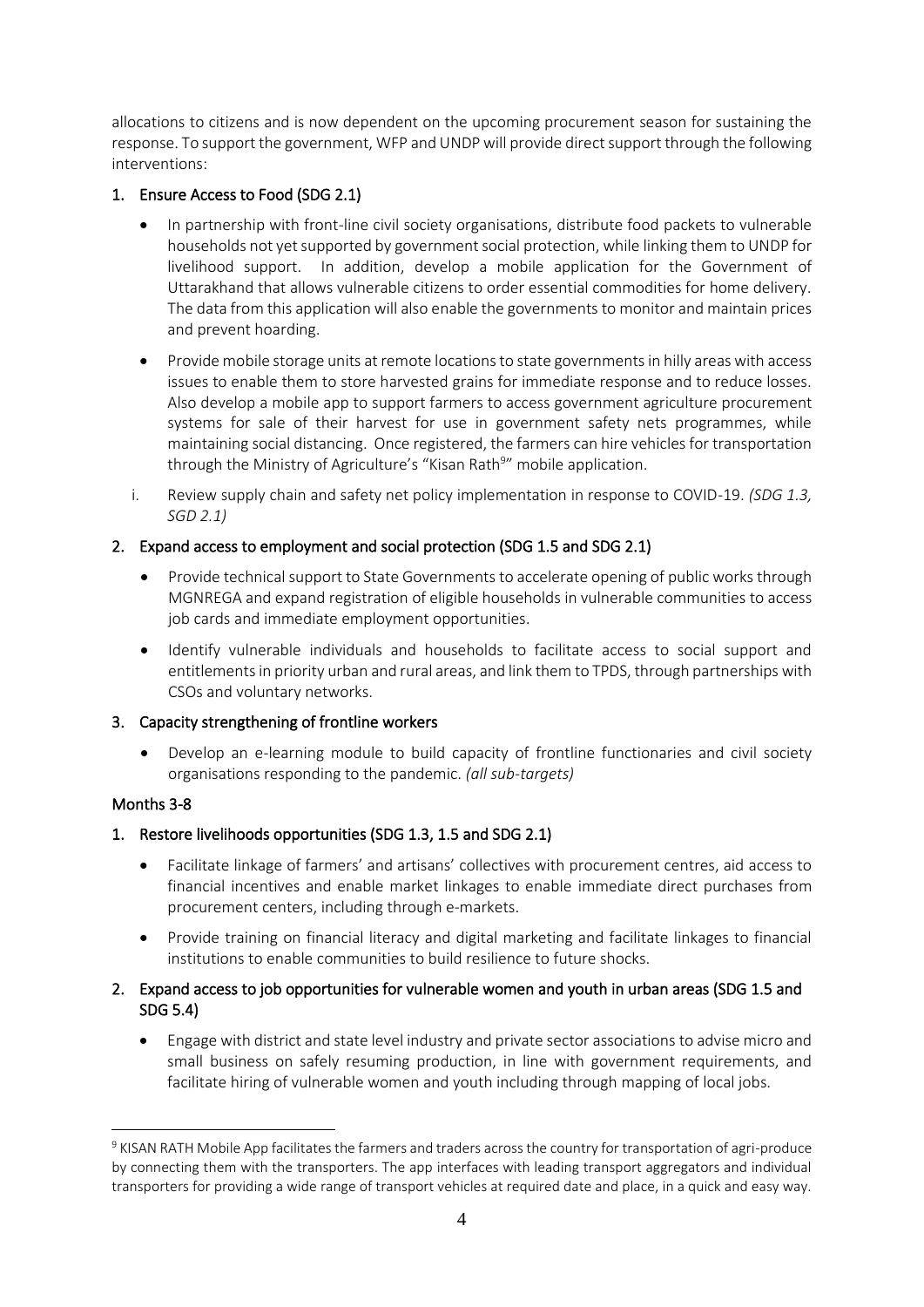allocations to citizens and is now dependent on the upcoming procurement season for sustaining the response. To support the government, WFP and UNDP will provide direct support through the following interventions:

1. Ensure Access to Food (SDG 2.1)

   - In partnership with front-line civil society organisations, distribute food packets to vulnerable households not yet supported by government social protection, while linking them to UNDP for livelihood support. In addition, develop a mobile application for the Government of Uttarakhand that allows vulnerable citizens to order essential commodities for home delivery. The data from this application will also enable the governments to monitor and maintain prices and prevent hoarding.
   - Provide mobile storage units at remote locations to state governments in hilly areas with access issues to enable them to store harvested grains for immediate response and to reduce losses. Also develop a mobile app to support farmers to access government agriculture procurement systems for sale of their harvest for use in government safety nets programmes, while maintaining social distancing. Once registered, the farmers can hire vehicles for transportation through the Ministry of Agriculture's "Kisan Rath[9]" mobile application.

   i. Review supply chain and safety net policy implementation in response to COVID-19. *(SDG 1.3, SGD 2.1)*

2. Expand access to employment and social protection (SDG 1.5 and SDG 2.1)

   - Provide technical support to State Governments to accelerate opening of public works through MGNREGA and expand registration of eligible households in vulnerable communities to access job cards and immediate employment opportunities.
   - Identify vulnerable individuals and households to facilitate access to social support and entitlements in priority urban and rural areas, and link them to TPDS, through partnerships with CSOs and voluntary networks.

3. Capacity strengthening of frontline workers

   - Develop an e-learning module to build capacity of frontline functionaries and civil society organisations responding to the pandemic. *(all sub-targets)*

### Months 3-8

1. Restore livelihoods opportunities (SDG 1.3, 1.5 and SDG 2.1)

   - Facilitate linkage of farmers' and artisans' collectives with procurement centres, aid access to financial incentives and enable market linkages to enable immediate direct purchases from procurement centers, including through e-markets.
   - Provide training on financial literacy and digital marketing and facilitate linkages to financial institutions to enable communities to build resilience to future shocks.

2. Expand access to job opportunities for vulnerable women and youth in urban areas (SDG 1.5 and SDG 5.4)

   - Engage with district and state level industry and private sector associations to advise micro and small business on safely resuming production, in line with government requirements, and facilitate hiring of vulnerable women and youth including through mapping of local jobs.

---

[9] KISAN RATH Mobile App facilitates the farmers and traders across the country for transportation of agri-produce by connecting them with the transporters. The app interfaces with leading transport aggregators and individual transporters for providing a wide range of transport vehicles at required date and place, in a quick and easy way.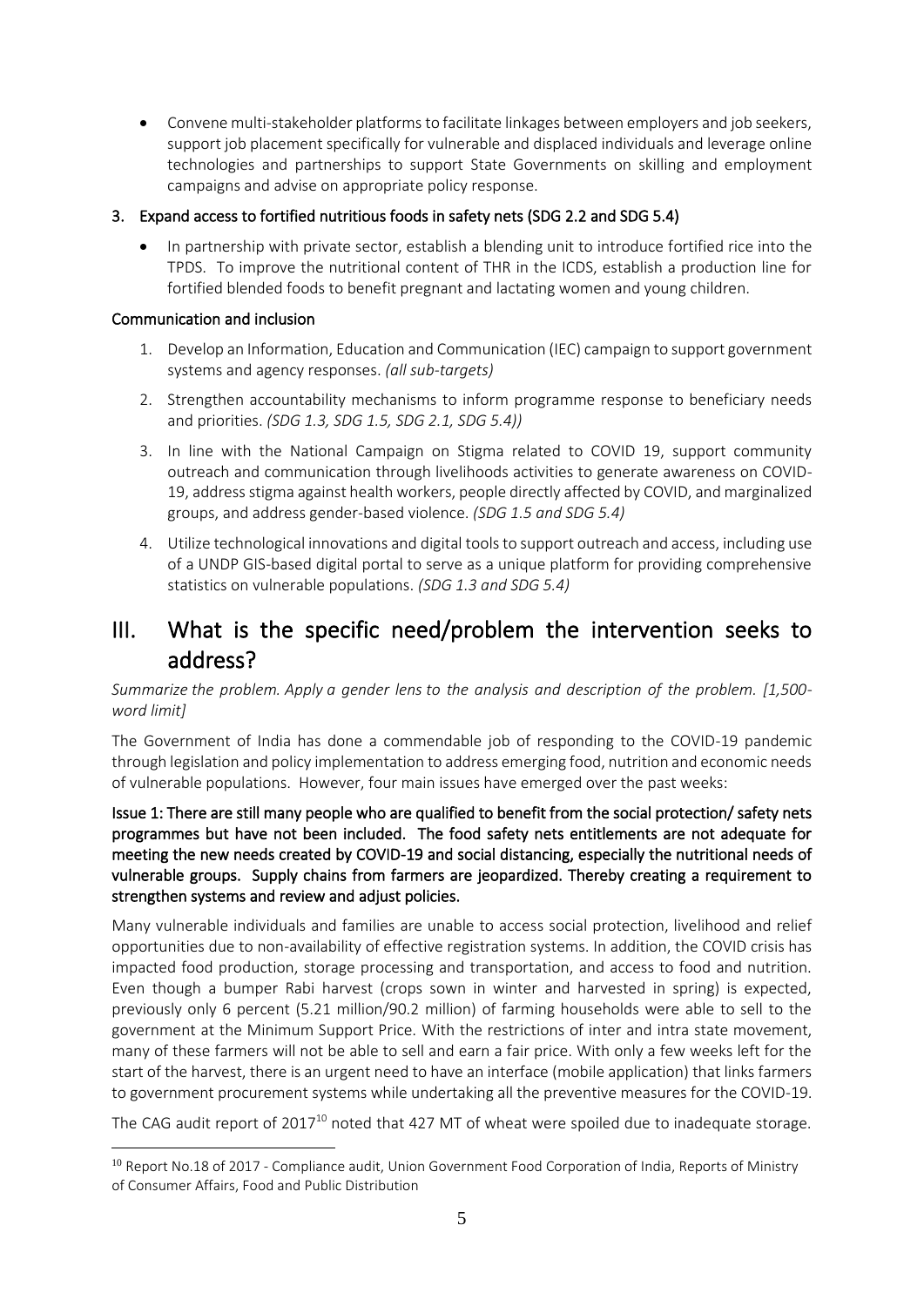- Convene multi-stakeholder platforms to facilitate linkages between employers and job seekers, support job placement specifically for vulnerable and displaced individuals and leverage online technologies and partnerships to support State Governments on skilling and employment campaigns and advise on appropriate policy response.

### 3. Expand access to fortified nutritious foods in safety nets (SDG 2.2 and SDG 5.4)

- In partnership with private sector, establish a blending unit to introduce fortified rice into the TPDS. To improve the nutritional content of THR in the ICDS, establish a production line for fortified blended foods to benefit pregnant and lactating women and young children.

### Communication and inclusion

1. Develop an Information, Education and Communication (IEC) campaign to support government systems and agency responses. *(all sub-targets)*
2. Strengthen accountability mechanisms to inform programme response to beneficiary needs and priorities. *(SDG 1.3, SDG 1.5, SDG 2.1, SDG 5.4))*
3. In line with the National Campaign on Stigma related to COVID 19, support community outreach and communication through livelihoods activities to generate awareness on COVID-19, address stigma against health workers, people directly affected by COVID, and marginalized groups, and address gender-based violence. *(SDG 1.5 and SDG 5.4)*
4. Utilize technological innovations and digital tools to support outreach and access, including use of a UNDP GIS-based digital portal to serve as a unique platform for providing comprehensive statistics on vulnerable populations. *(SDG 1.3 and SDG 5.4)*

## III. What is the specific need/problem the intervention seeks to address?

*Summarize the problem. Apply a gender lens to the analysis and description of the problem. [1,500-word limit]*

The Government of India has done a commendable job of responding to the COVID-19 pandemic through legislation and policy implementation to address emerging food, nutrition and economic needs of vulnerable populations. However, four main issues have emerged over the past weeks:

**Issue 1: There are still many people who are qualified to benefit from the social protection/ safety nets programmes but have not been included. The food safety nets entitlements are not adequate for meeting the new needs created by COVID-19 and social distancing, especially the nutritional needs of vulnerable groups. Supply chains from farmers are jeopardized. Thereby creating a requirement to strengthen systems and review and adjust policies.**

Many vulnerable individuals and families are unable to access social protection, livelihood and relief opportunities due to non-availability of effective registration systems. In addition, the COVID crisis has impacted food production, storage processing and transportation, and access to food and nutrition. Even though a bumper Rabi harvest (crops sown in winter and harvested in spring) is expected, previously only 6 percent (5.21 million/90.2 million) of farming households were able to sell to the government at the Minimum Support Price. With the restrictions of inter and intra state movement, many of these farmers will not be able to sell and earn a fair price. With only a few weeks left for the start of the harvest, there is an urgent need to have an interface (mobile application) that links farmers to government procurement systems while undertaking all the preventive measures for the COVID-19.

The CAG audit report of 2017[10] noted that 427 MT of wheat were spoiled due to inadequate storage.

[10] Report No.18 of 2017 - Compliance audit, Union Government Food Corporation of India, Reports of Ministry of Consumer Affairs, Food and Public Distribution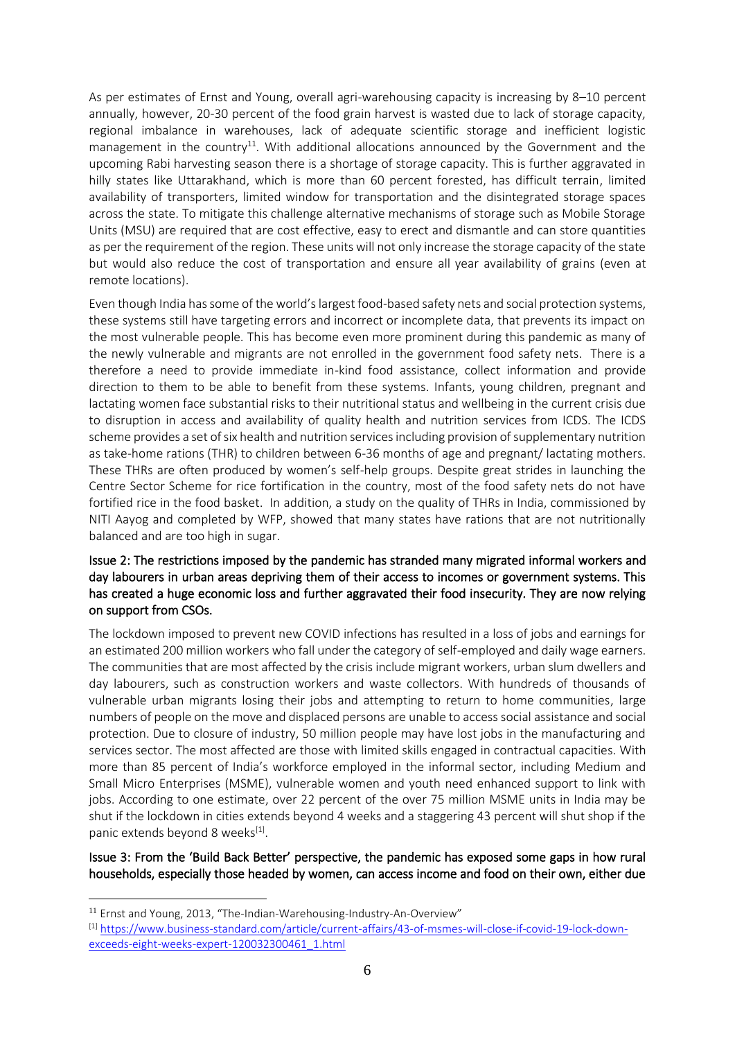As per estimates of Ernst and Young, overall agri-warehousing capacity is increasing by 8–10 percent annually, however, 20-30 percent of the food grain harvest is wasted due to lack of storage capacity, regional imbalance in warehouses, lack of adequate scientific storage and inefficient logistic management in the country[11]. With additional allocations announced by the Government and the upcoming Rabi harvesting season there is a shortage of storage capacity. This is further aggravated in hilly states like Uttarakhand, which is more than 60 percent forested, has difficult terrain, limited availability of transporters, limited window for transportation and the disintegrated storage spaces across the state. To mitigate this challenge alternative mechanisms of storage such as Mobile Storage Units (MSU) are required that are cost effective, easy to erect and dismantle and can store quantities as per the requirement of the region. These units will not only increase the storage capacity of the state but would also reduce the cost of transportation and ensure all year availability of grains (even at remote locations).

Even though India has some of the world's largest food-based safety nets and social protection systems, these systems still have targeting errors and incorrect or incomplete data, that prevents its impact on the most vulnerable people. This has become even more prominent during this pandemic as many of the newly vulnerable and migrants are not enrolled in the government food safety nets. There is a therefore a need to provide immediate in-kind food assistance, collect information and provide direction to them to be able to benefit from these systems. Infants, young children, pregnant and lactating women face substantial risks to their nutritional status and wellbeing in the current crisis due to disruption in access and availability of quality health and nutrition services from ICDS. The ICDS scheme provides a set of six health and nutrition services including provision of supplementary nutrition as take-home rations (THR) to children between 6-36 months of age and pregnant/ lactating mothers. These THRs are often produced by women's self-help groups. Despite great strides in launching the Centre Sector Scheme for rice fortification in the country, most of the food safety nets do not have fortified rice in the food basket. In addition, a study on the quality of THRs in India, commissioned by NITI Aayog and completed by WFP, showed that many states have rations that are not nutritionally balanced and are too high in sugar.

Issue 2: The restrictions imposed by the pandemic has stranded many migrated informal workers and day labourers in urban areas depriving them of their access to incomes or government systems. This has created a huge economic loss and further aggravated their food insecurity. They are now relying on support from CSOs.

The lockdown imposed to prevent new COVID infections has resulted in a loss of jobs and earnings for an estimated 200 million workers who fall under the category of self-employed and daily wage earners. The communities that are most affected by the crisis include migrant workers, urban slum dwellers and day labourers, such as construction workers and waste collectors. With hundreds of thousands of vulnerable urban migrants losing their jobs and attempting to return to home communities, large numbers of people on the move and displaced persons are unable to access social assistance and social protection. Due to closure of industry, 50 million people may have lost jobs in the manufacturing and services sector. The most affected are those with limited skills engaged in contractual capacities. With more than 85 percent of India's workforce employed in the informal sector, including Medium and Small Micro Enterprises (MSME), vulnerable women and youth need enhanced support to link with jobs. According to one estimate, over 22 percent of the over 75 million MSME units in India may be shut if the lockdown in cities extends beyond 4 weeks and a staggering 43 percent will shut shop if the panic extends beyond 8 weeks[1].

Issue 3: From the 'Build Back Better' perspective, the pandemic has exposed some gaps in how rural households, especially those headed by women, can access income and food on their own, either due

---

[11] Ernst and Young, 2013, "The-Indian-Warehousing-Industry-An-Overview"

[1] https://www.business-standard.com/article/current-affairs/43-of-msmes-will-close-if-covid-19-lock-down-exceeds-eight-weeks-expert-120032300461_1.html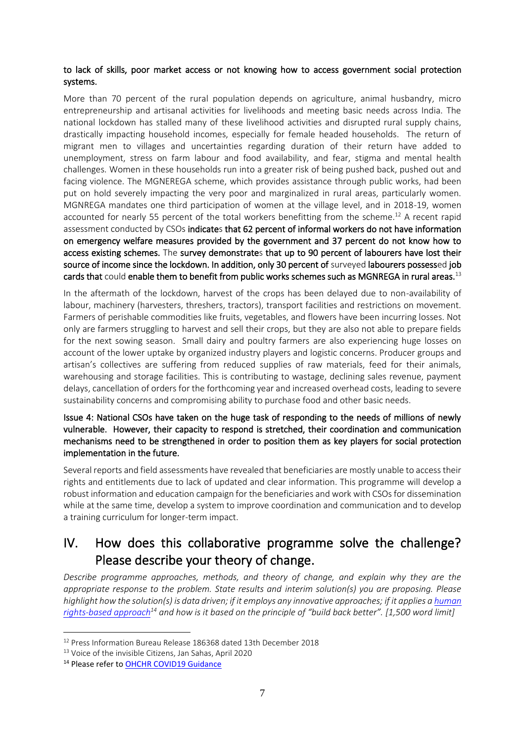**to lack of skills, poor market access or not knowing how to access government social protection systems.**

More than 70 percent of the rural population depends on agriculture, animal husbandry, micro entrepreneurship and artisanal activities for livelihoods and meeting basic needs across India. The national lockdown has stalled many of these livelihood activities and disrupted rural supply chains, drastically impacting household incomes, especially for female headed households. The return of migrant men to villages and uncertainties regarding duration of their return have added to unemployment, stress on farm labour and food availability, and fear, stigma and mental health challenges. Women in these households run into a greater risk of being pushed back, pushed out and facing violence. The MGNEREGA scheme, which provides assistance through public works, had been put on hold severely impacting the very poor and marginalized in rural areas, particularly women. MGNREGA mandates one third participation of women at the village level, and in 2018-19, women accounted for nearly 55 percent of the total workers benefitting from the scheme.[12] A recent rapid assessment conducted by CSOs **indicate**s **that 62 percent of informal workers do not have information on emergency welfare measures provided by the government and 37 percent do not know how to access existing schemes.** The **survey demonstrate**s **that up to 90 percent of labourers have lost their source of income since the lockdown. In addition, only 30 percent of** surveyed **labourers possess**ed **job cards that** could **enable them to benefit from public works schemes such as MGNREGA in rural areas.**[13]

In the aftermath of the lockdown, harvest of the crops has been delayed due to non-availability of labour, machinery (harvesters, threshers, tractors), transport facilities and restrictions on movement. Farmers of perishable commodities like fruits, vegetables, and flowers have been incurring losses. Not only are farmers struggling to harvest and sell their crops, but they are also not able to prepare fields for the next sowing season. Small dairy and poultry farmers are also experiencing huge losses on account of the lower uptake by organized industry players and logistic concerns. Producer groups and artisan's collectives are suffering from reduced supplies of raw materials, feed for their animals, warehousing and storage facilities. This is contributing to wastage, declining sales revenue, payment delays, cancellation of orders for the forthcoming year and increased overhead costs, leading to severe sustainability concerns and compromising ability to purchase food and other basic needs.

**Issue 4: National CSOs have taken on the huge task of responding to the needs of millions of newly vulnerable. However, their capacity to respond is stretched, their coordination and communication mechanisms need to be strengthened in order to position them as key players for social protection implementation in the future.**

Several reports and field assessments have revealed that beneficiaries are mostly unable to access their rights and entitlements due to lack of updated and clear information. This programme will develop a robust information and education campaign for the beneficiaries and work with CSOs for dissemination while at the same time, develop a system to improve coordination and communication and to develop a training curriculum for longer-term impact.

## IV. How does this collaborative programme solve the challenge? Please describe your theory of change.

*Describe programme approaches, methods, and theory of change, and explain why they are the appropriate response to the problem. State results and interim solution(s) you are proposing. Please highlight how the solution(s) is data driven; if it employs any innovative approaches; if it applies a [human rights-based approach](#)[14] and how is it based on the principle of "build back better". [1,500 word limit]*

---

[12] Press Information Bureau Release 186368 dated 13th December 2018

[13] Voice of the invisible Citizens, Jan Sahas, April 2020

[14] Please refer to [OHCHR COVID19 Guidance](#)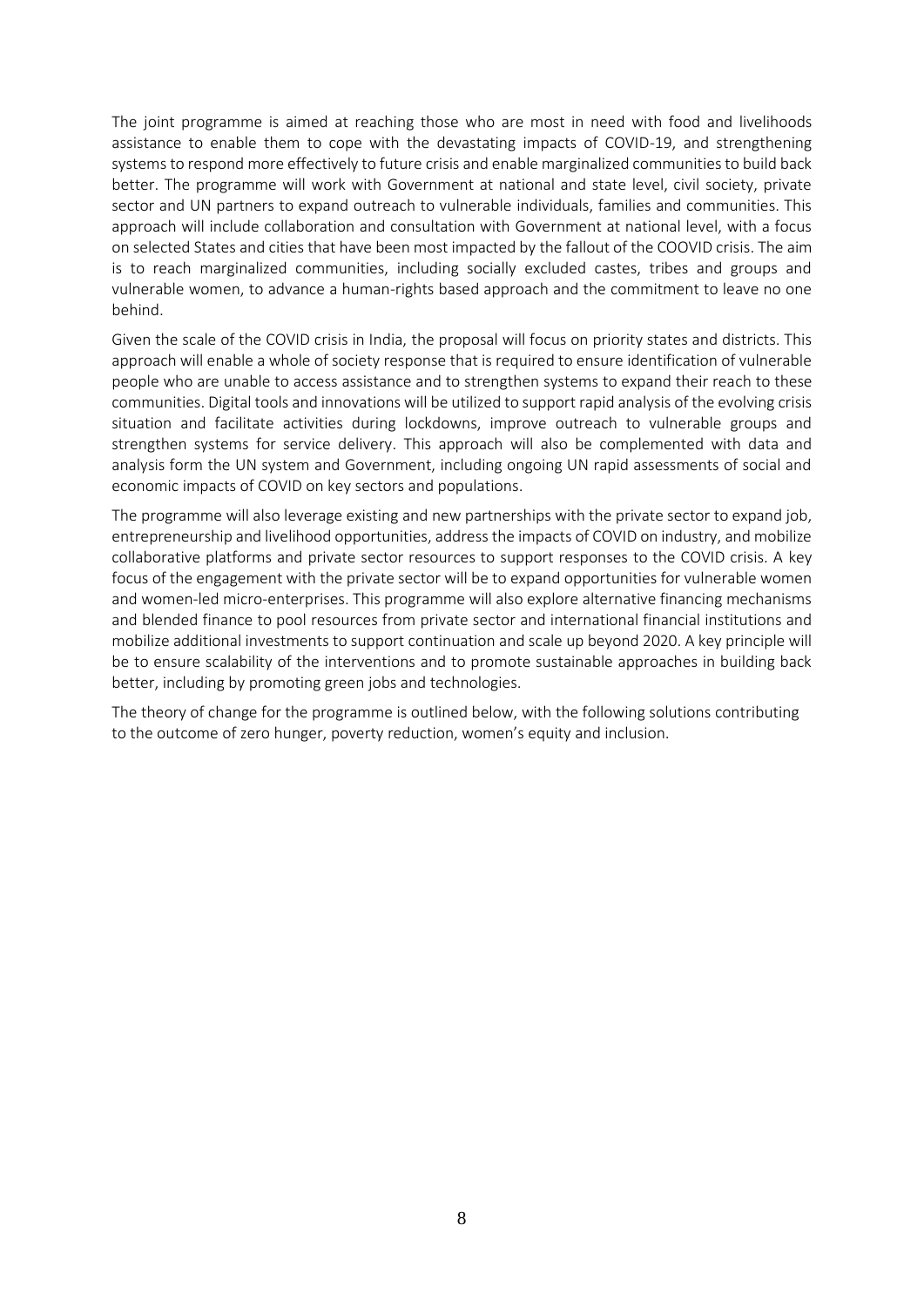The joint programme is aimed at reaching those who are most in need with food and livelihoods assistance to enable them to cope with the devastating impacts of COVID-19, and strengthening systems to respond more effectively to future crisis and enable marginalized communities to build back better. The programme will work with Government at national and state level, civil society, private sector and UN partners to expand outreach to vulnerable individuals, families and communities. This approach will include collaboration and consultation with Government at national level, with a focus on selected States and cities that have been most impacted by the fallout of the COOVID crisis. The aim is to reach marginalized communities, including socially excluded castes, tribes and groups and vulnerable women, to advance a human-rights based approach and the commitment to leave no one behind.

Given the scale of the COVID crisis in India, the proposal will focus on priority states and districts. This approach will enable a whole of society response that is required to ensure identification of vulnerable people who are unable to access assistance and to strengthen systems to expand their reach to these communities. Digital tools and innovations will be utilized to support rapid analysis of the evolving crisis situation and facilitate activities during lockdowns, improve outreach to vulnerable groups and strengthen systems for service delivery. This approach will also be complemented with data and analysis form the UN system and Government, including ongoing UN rapid assessments of social and economic impacts of COVID on key sectors and populations.

The programme will also leverage existing and new partnerships with the private sector to expand job, entrepreneurship and livelihood opportunities, address the impacts of COVID on industry, and mobilize collaborative platforms and private sector resources to support responses to the COVID crisis. A key focus of the engagement with the private sector will be to expand opportunities for vulnerable women and women-led micro-enterprises. This programme will also explore alternative financing mechanisms and blended finance to pool resources from private sector and international financial institutions and mobilize additional investments to support continuation and scale up beyond 2020. A key principle will be to ensure scalability of the interventions and to promote sustainable approaches in building back better, including by promoting green jobs and technologies.

The theory of change for the programme is outlined below, with the following solutions contributing to the outcome of zero hunger, poverty reduction, women's equity and inclusion.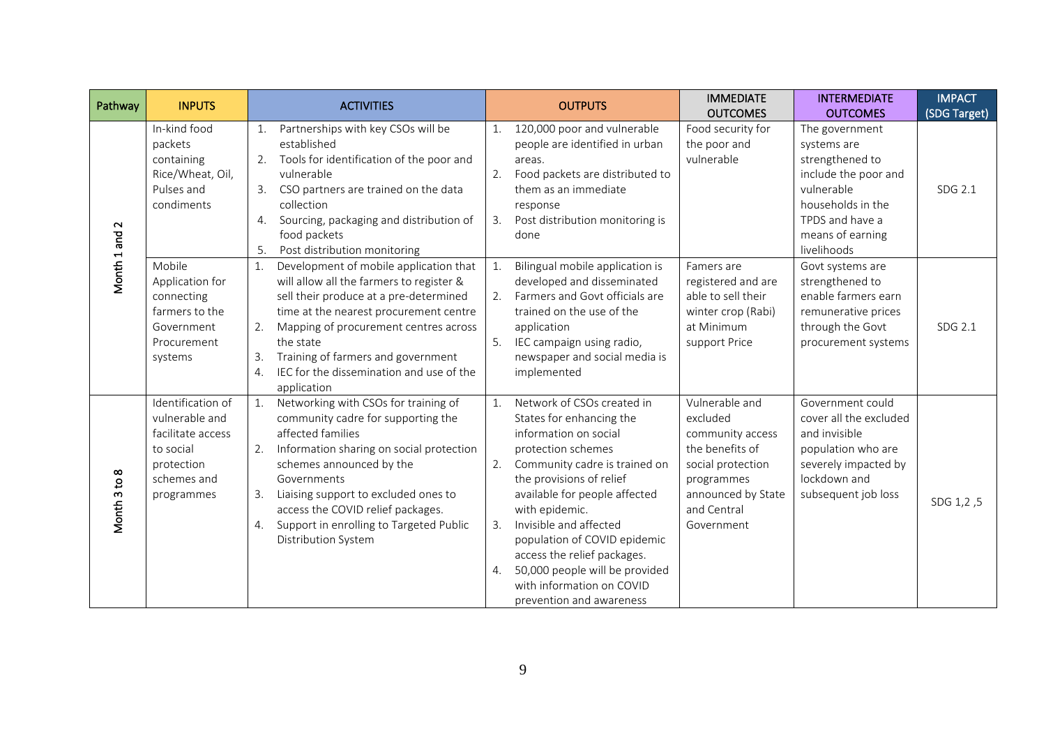| Pathway | INPUTS | ACTIVITIES | OUTPUTS | IMMEDIATE OUTCOMES | INTERMEDIATE OUTCOMES | IMPACT (SDG Target) |
|---|---|---|---|---|---|---|
| Month 1 and 2 | In-kind food packets containing Rice/Wheat, Oil, Pulses and condiments | 1. Partnerships with key CSOs will be established<br>2. Tools for identification of the poor and vulnerable<br>3. CSO partners are trained on the data collection<br>4. Sourcing, packaging and distribution of food packets<br>5. Post distribution monitoring | 1. 120,000 poor and vulnerable people are identified in urban areas.<br>2. Food packets are distributed to them as an immediate response<br>3. Post distribution monitoring is done | Food security for the poor and vulnerable | The government systems are strengthened to include the poor and vulnerable households in the TPDS and have a means of earning livelihoods | SDG 2.1 |
| | Mobile Application for connecting farmers to the Government Procurement systems | 1. Development of mobile application that will allow all the farmers to register & sell their produce at a pre-determined time at the nearest procurement centre<br>2. Mapping of procurement centres across the state<br>3. Training of farmers and government<br>4. IEC for the dissemination and use of the application | 1. Bilingual mobile application is developed and disseminated<br>2. Farmers and Govt officials are trained on the use of the application<br>5. IEC campaign using radio, newspaper and social media is implemented | Famers are registered and are able to sell their winter crop (Rabi) at Minimum support Price | Govt systems are strengthened to enable farmers earn remunerative prices through the Govt procurement systems | SDG 2.1 |
| Month 3 to 8 | Identification of vulnerable and facilitate access to social protection schemes and programmes | 1. Networking with CSOs for training of community cadre for supporting the affected families<br>2. Information sharing on social protection schemes announced by the Governments<br>3. Liaising support to excluded ones to access the COVID relief packages.<br>4. Support in enrolling to Targeted Public Distribution System | 1. Network of CSOs created in States for enhancing the information on social protection schemes<br>2. Community cadre is trained on the provisions of relief available for people affected with epidemic.<br>3. Invisible and affected population of COVID epidemic access the relief packages.<br>4. 50,000 people will be provided with information on COVID prevention and awareness | Vulnerable and excluded community access the benefits of social protection programmes announced by State and Central Government | Government could cover all the excluded and invisible population who are severely impacted by lockdown and subsequent job loss | SDG 1,2 ,5 |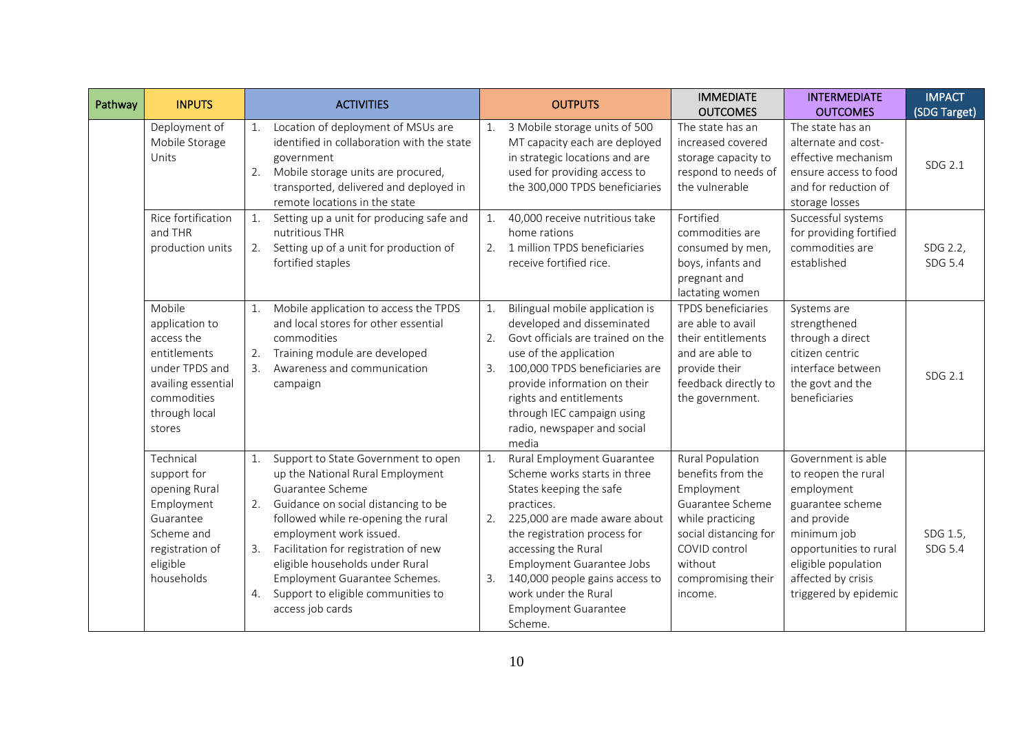| Pathway | INPUTS | ACTIVITIES | OUTPUTS | IMMEDIATE OUTCOMES | INTERMEDIATE OUTCOMES | IMPACT (SDG Target) |
|---|---|---|---|---|---|---|
| | Deployment of Mobile Storage Units | 1. Location of deployment of MSUs are identified in collaboration with the state government<br>2. Mobile storage units are procured, transported, delivered and deployed in remote locations in the state | 1. 3 Mobile storage units of 500 MT capacity each are deployed in strategic locations and are used for providing access to the 300,000 TPDS beneficiaries | The state has an increased covered storage capacity to respond to needs of the vulnerable | The state has an alternate and cost-effective mechanism ensure access to food and for reduction of storage losses | SDG 2.1 |
| | Rice fortification and THR production units | 1. Setting up a unit for producing safe and nutritious THR<br>2. Setting up of a unit for production of fortified staples | 1. 40,000 receive nutritious take home rations<br>2. 1 million TPDS beneficiaries receive fortified rice. | Fortified commodities are consumed by men, boys, infants and pregnant and lactating women | Successful systems for providing fortified commodities are established | SDG 2.2, SDG 5.4 |
| | Mobile application to access the entitlements under TPDS and availing essential commodities through local stores | 1. Mobile application to access the TPDS and local stores for other essential commodities<br>2. Training module are developed<br>3. Awareness and communication campaign | 1. Bilingual mobile application is developed and disseminated<br>2. Govt officials are trained on the use of the application<br>3. 100,000 TPDS beneficiaries are provide information on their rights and entitlements through IEC campaign using radio, newspaper and social media | TPDS beneficiaries are able to avail their entitlements and are able to provide their feedback directly to the government. | Systems are strengthened through a direct citizen centric interface between the govt and the beneficiaries | SDG 2.1 |
| | Technical support for opening Rural Employment Guarantee Scheme and registration of eligible households | 1. Support to State Government to open up the National Rural Employment Guarantee Scheme<br>2. Guidance on social distancing to be followed while re-opening the rural employment work issued.<br>3. Facilitation for registration of new eligible households under Rural Employment Guarantee Schemes.<br>4. Support to eligible communities to access job cards | 1. Rural Employment Guarantee Scheme works starts in three States keeping the safe practices.<br>2. 225,000 are made aware about the registration process for accessing the Rural Employment Guarantee Jobs<br>3. 140,000 people gains access to work under the Rural Employment Guarantee Scheme. | Rural Population benefits from the Employment Guarantee Scheme while practicing social distancing for COVID control without compromising their income. | Government is able to reopen the rural employment guarantee scheme and provide minimum job opportunities to rural eligible population affected by crisis triggered by epidemic | SDG 1.5, SDG 5.4 |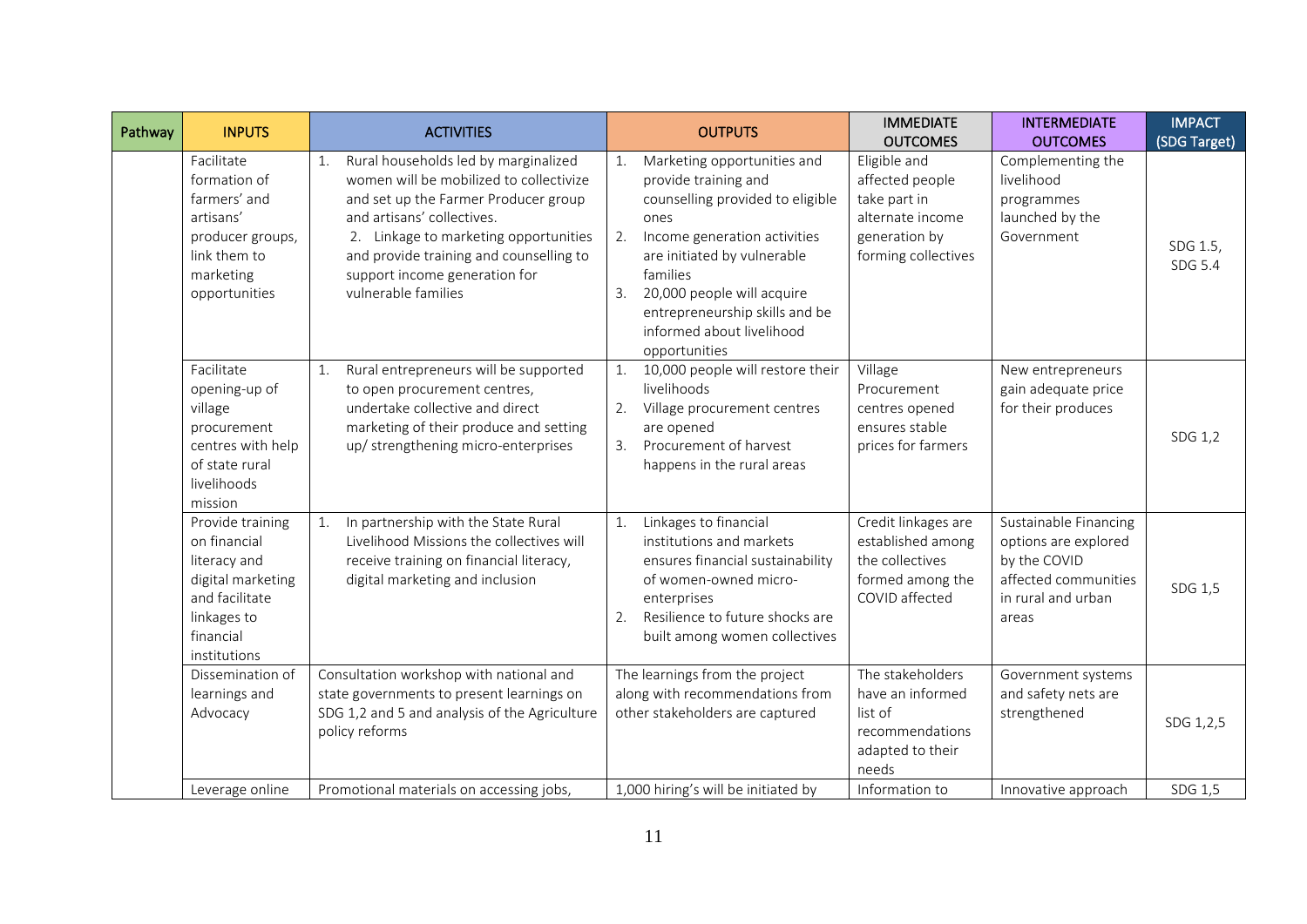| Pathway | INPUTS | ACTIVITIES | OUTPUTS | IMMEDIATE OUTCOMES | INTERMEDIATE OUTCOMES | IMPACT (SDG Target) |
|---|---|---|---|---|---|---|
| | Facilitate formation of farmers' and artisans' producer groups, link them to marketing opportunities | 1. Rural households led by marginalized women will be mobilized to collectivize and set up the Farmer Producer group and artisans' collectives. 2. Linkage to marketing opportunities and provide training and counselling to support income generation for vulnerable families | 1. Marketing opportunities and provide training and counselling provided to eligible ones 2. Income generation activities are initiated by vulnerable families 3. 20,000 people will acquire entrepreneurship skills and be informed about livelihood opportunities | Eligible and affected people take part in alternate income generation by forming collectives | Complementing the livelihood programmes launched by the Government | SDG 1.5, SDG 5.4 |
| | Facilitate opening-up of village procurement centres with help of state rural livelihoods mission | 1. Rural entrepreneurs will be supported to open procurement centres, undertake collective and direct marketing of their produce and setting up/ strengthening micro-enterprises | 1. 10,000 people will restore their livelihoods 2. Village procurement centres are opened 3. Procurement of harvest happens in the rural areas | Village Procurement centres opened ensures stable prices for farmers | New entrepreneurs gain adequate price for their produces | SDG 1,2 |
| | Provide training on financial literacy and digital marketing and facilitate linkages to financial institutions | 1. In partnership with the State Rural Livelihood Missions the collectives will receive training on financial literacy, digital marketing and inclusion | 1. Linkages to financial institutions and markets ensures financial sustainability of women-owned micro-enterprises 2. Resilience to future shocks are built among women collectives | Credit linkages are established among the collectives formed among the COVID affected | Sustainable Financing options are explored by the COVID affected communities in rural and urban areas | SDG 1,5 |
| | Dissemination of learnings and Advocacy | Consultation workshop with national and state governments to present learnings on SDG 1,2 and 5 and analysis of the Agriculture policy reforms | The learnings from the project along with recommendations from other stakeholders are captured | The stakeholders have an informed list of recommendations adapted to their needs | Government systems and safety nets are strengthened | SDG 1,2,5 |
| | Leverage online | Promotional materials on accessing jobs, | 1,000 hiring's will be initiated by | Information to | Innovative approach | SDG 1,5 |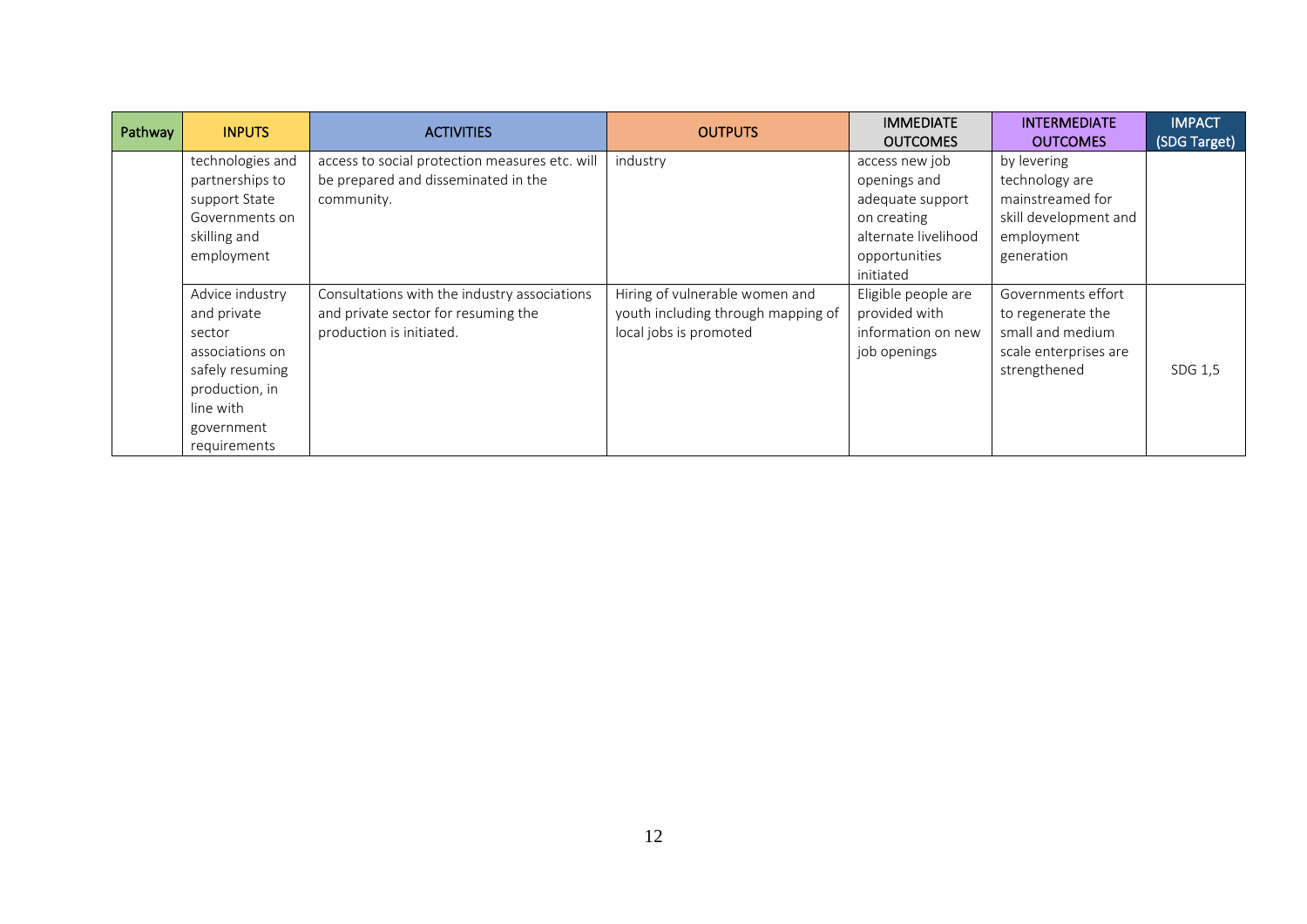| Pathway | INPUTS | ACTIVITIES | OUTPUTS | IMMEDIATE OUTCOMES | INTERMEDIATE OUTCOMES | IMPACT (SDG Target) |
|---|---|---|---|---|---|---|
| | technologies and partnerships to support State Governments on skilling and employment | access to social protection measures etc. will be prepared and disseminated in the community. | industry | access new job openings and adequate support on creating alternate livelihood opportunities initiated | by levering technology are mainstreamed for skill development and employment generation | |
| | Advice industry and private sector associations on safely resuming production, in line with government requirements | Consultations with the industry associations and private sector for resuming the production is initiated. | Hiring of vulnerable women and youth including through mapping of local jobs is promoted | Eligible people are provided with information on new job openings | Governments effort to regenerate the small and medium scale enterprises are strengthened | SDG 1,5 |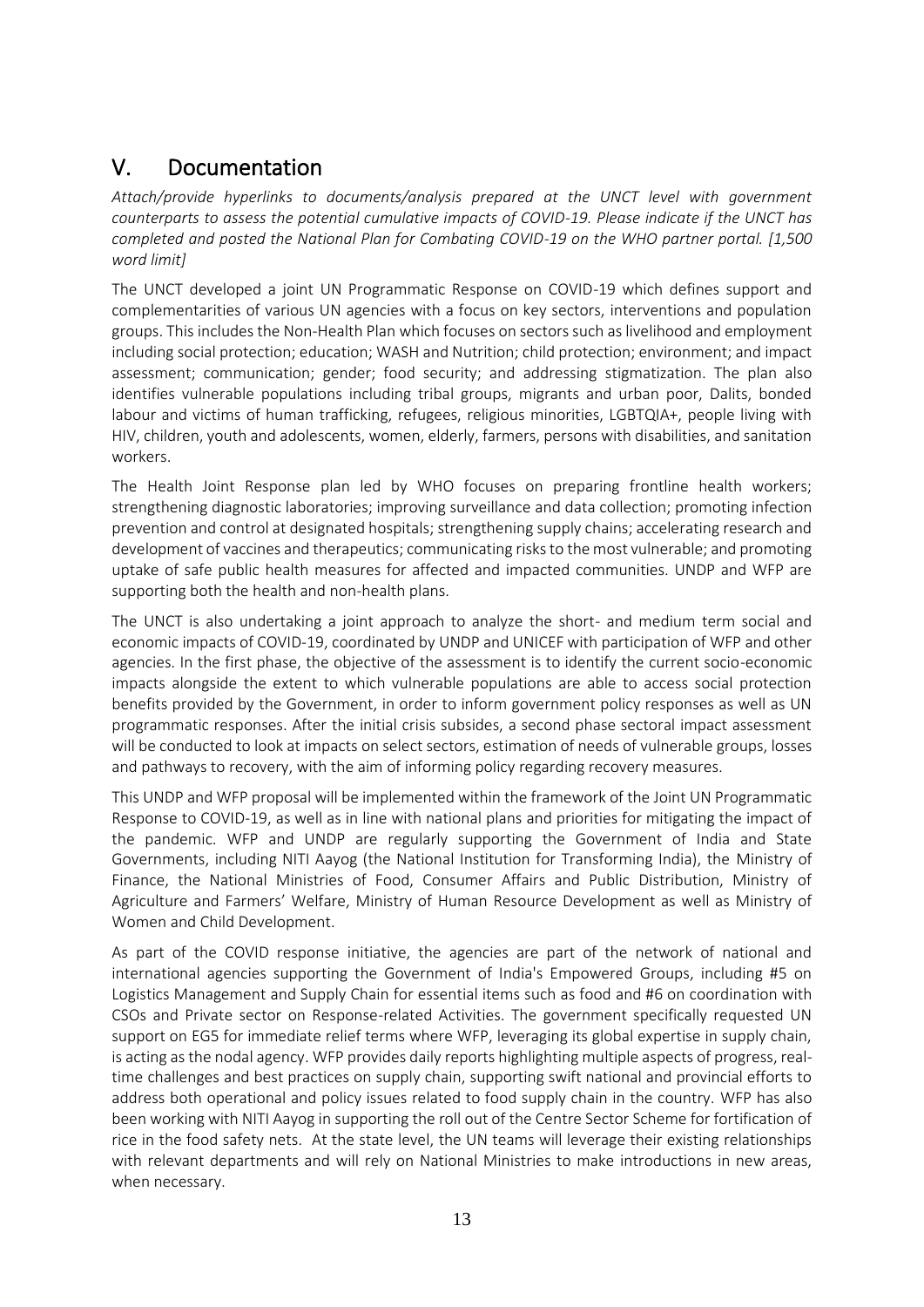## V. Documentation

*Attach/provide hyperlinks to documents/analysis prepared at the UNCT level with government counterparts to assess the potential cumulative impacts of COVID-19. Please indicate if the UNCT has completed and posted the National Plan for Combating COVID-19 on the WHO partner portal. [1,500 word limit]*

The UNCT developed a joint UN Programmatic Response on COVID-19 which defines support and complementarities of various UN agencies with a focus on key sectors, interventions and population groups. This includes the Non-Health Plan which focuses on sectors such as livelihood and employment including social protection; education; WASH and Nutrition; child protection; environment; and impact assessment; communication; gender; food security; and addressing stigmatization. The plan also identifies vulnerable populations including tribal groups, migrants and urban poor, Dalits, bonded labour and victims of human trafficking, refugees, religious minorities, LGBTQIA+, people living with HIV, children, youth and adolescents, women, elderly, farmers, persons with disabilities, and sanitation workers.

The Health Joint Response plan led by WHO focuses on preparing frontline health workers; strengthening diagnostic laboratories; improving surveillance and data collection; promoting infection prevention and control at designated hospitals; strengthening supply chains; accelerating research and development of vaccines and therapeutics; communicating risks to the most vulnerable; and promoting uptake of safe public health measures for affected and impacted communities. UNDP and WFP are supporting both the health and non-health plans.

The UNCT is also undertaking a joint approach to analyze the short- and medium term social and economic impacts of COVID-19, coordinated by UNDP and UNICEF with participation of WFP and other agencies. In the first phase, the objective of the assessment is to identify the current socio-economic impacts alongside the extent to which vulnerable populations are able to access social protection benefits provided by the Government, in order to inform government policy responses as well as UN programmatic responses. After the initial crisis subsides, a second phase sectoral impact assessment will be conducted to look at impacts on select sectors, estimation of needs of vulnerable groups, losses and pathways to recovery, with the aim of informing policy regarding recovery measures.

This UNDP and WFP proposal will be implemented within the framework of the Joint UN Programmatic Response to COVID-19, as well as in line with national plans and priorities for mitigating the impact of the pandemic. WFP and UNDP are regularly supporting the Government of India and State Governments, including NITI Aayog (the National Institution for Transforming India), the Ministry of Finance, the National Ministries of Food, Consumer Affairs and Public Distribution, Ministry of Agriculture and Farmers' Welfare, Ministry of Human Resource Development as well as Ministry of Women and Child Development.

As part of the COVID response initiative, the agencies are part of the network of national and international agencies supporting the Government of India's Empowered Groups, including #5 on Logistics Management and Supply Chain for essential items such as food and #6 on coordination with CSOs and Private sector on Response-related Activities. The government specifically requested UN support on EG5 for immediate relief terms where WFP, leveraging its global expertise in supply chain, is acting as the nodal agency. WFP provides daily reports highlighting multiple aspects of progress, real-time challenges and best practices on supply chain, supporting swift national and provincial efforts to address both operational and policy issues related to food supply chain in the country. WFP has also been working with NITI Aayog in supporting the roll out of the Centre Sector Scheme for fortification of rice in the food safety nets. At the state level, the UN teams will leverage their existing relationships with relevant departments and will rely on National Ministries to make introductions in new areas, when necessary.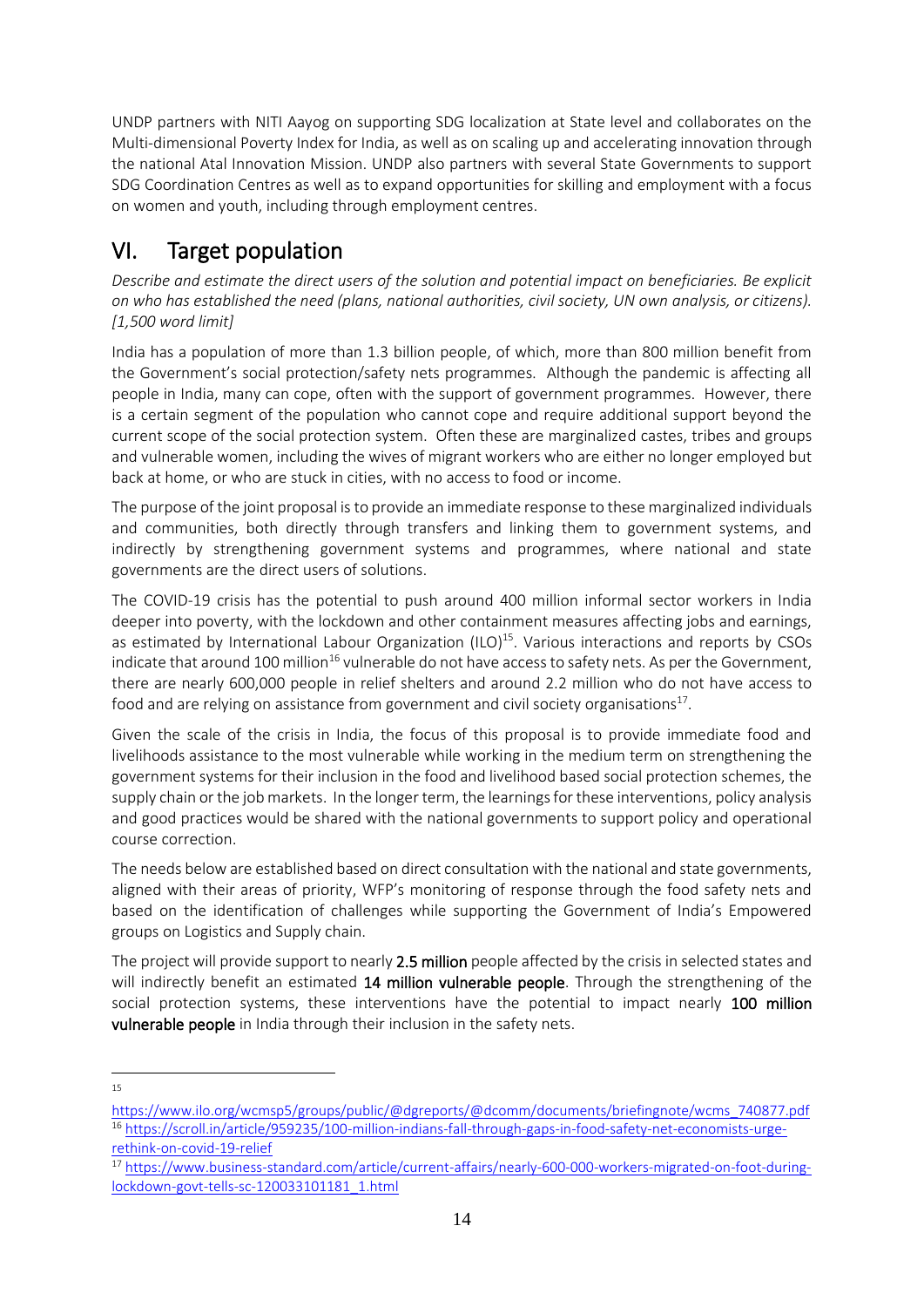UNDP partners with NITI Aayog on supporting SDG localization at State level and collaborates on the Multi-dimensional Poverty Index for India, as well as on scaling up and accelerating innovation through the national Atal Innovation Mission. UNDP also partners with several State Governments to support SDG Coordination Centres as well as to expand opportunities for skilling and employment with a focus on women and youth, including through employment centres.

# VI. Target population

*Describe and estimate the direct users of the solution and potential impact on beneficiaries. Be explicit on who has established the need (plans, national authorities, civil society, UN own analysis, or citizens). [1,500 word limit]*

India has a population of more than 1.3 billion people, of which, more than 800 million benefit from the Government's social protection/safety nets programmes. Although the pandemic is affecting all people in India, many can cope, often with the support of government programmes. However, there is a certain segment of the population who cannot cope and require additional support beyond the current scope of the social protection system. Often these are marginalized castes, tribes and groups and vulnerable women, including the wives of migrant workers who are either no longer employed but back at home, or who are stuck in cities, with no access to food or income.

The purpose of the joint proposal is to provide an immediate response to these marginalized individuals and communities, both directly through transfers and linking them to government systems, and indirectly by strengthening government systems and programmes, where national and state governments are the direct users of solutions.

The COVID-19 crisis has the potential to push around 400 million informal sector workers in India deeper into poverty, with the lockdown and other containment measures affecting jobs and earnings, as estimated by International Labour Organization (ILO)[15]. Various interactions and reports by CSOs indicate that around 100 million[16] vulnerable do not have access to safety nets. As per the Government, there are nearly 600,000 people in relief shelters and around 2.2 million who do not have access to food and are relying on assistance from government and civil society organisations[17].

Given the scale of the crisis in India, the focus of this proposal is to provide immediate food and livelihoods assistance to the most vulnerable while working in the medium term on strengthening the government systems for their inclusion in the food and livelihood based social protection schemes, the supply chain or the job markets. In the longer term, the learnings for these interventions, policy analysis and good practices would be shared with the national governments to support policy and operational course correction.

The needs below are established based on direct consultation with the national and state governments, aligned with their areas of priority, WFP's monitoring of response through the food safety nets and based on the identification of challenges while supporting the Government of India's Empowered groups on Logistics and Supply chain.

The project will provide support to nearly **2.5 million** people affected by the crisis in selected states and will indirectly benefit an estimated **14 million vulnerable people**. Through the strengthening of the social protection systems, these interventions have the potential to impact nearly **100 million vulnerable people** in India through their inclusion in the safety nets.

---

[15] https://www.ilo.org/wcmsp5/groups/public/@dgreports/@dcomm/documents/briefingnote/wcms_740877.pdf

[16] https://scroll.in/article/959235/100-million-indians-fall-through-gaps-in-food-safety-net-economists-urge-rethink-on-covid-19-relief

[17] https://www.business-standard.com/article/current-affairs/nearly-600-000-workers-migrated-on-foot-during-lockdown-govt-tells-sc-120033101181_1.html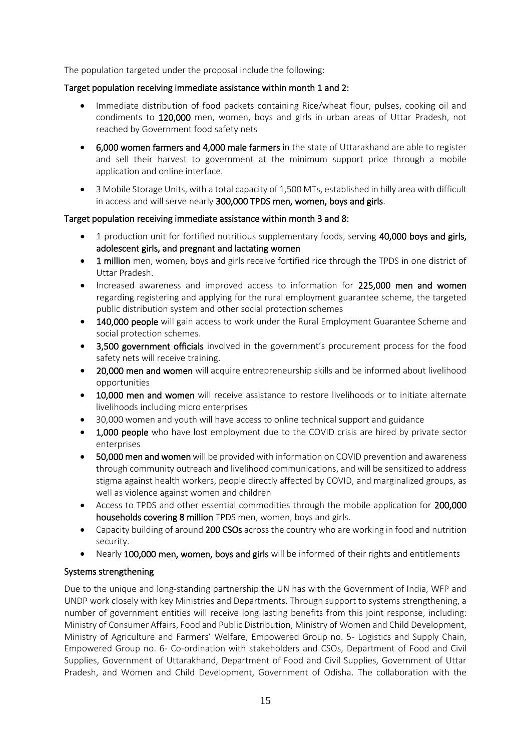The population targeted under the proposal include the following:

**Target population receiving immediate assistance within month 1 and 2:**

- Immediate distribution of food packets containing Rice/wheat flour, pulses, cooking oil and condiments to **120,000** men, women, boys and girls in urban areas of Uttar Pradesh, not reached by Government food safety nets
- **6,000 women farmers and 4,000 male farmers** in the state of Uttarakhand are able to register and sell their harvest to government at the minimum support price through a mobile application and online interface.
- 3 Mobile Storage Units, with a total capacity of 1,500 MTs, established in hilly area with difficult in access and will serve nearly **300,000 TPDS men, women, boys and girls**.

**Target population receiving immediate assistance within month 3 and 8:**

- 1 production unit for fortified nutritious supplementary foods, serving **40,000 boys and girls, adolescent girls, and pregnant and lactating women**
- **1 million** men, women, boys and girls receive fortified rice through the TPDS in one district of Uttar Pradesh.
- Increased awareness and improved access to information for **225,000 men and women** regarding registering and applying for the rural employment guarantee scheme, the targeted public distribution system and other social protection schemes
- **140,000 people** will gain access to work under the Rural Employment Guarantee Scheme and social protection schemes.
- **3,500 government officials** involved in the government's procurement process for the food safety nets will receive training.
- **20,000 men and women** will acquire entrepreneurship skills and be informed about livelihood opportunities
- **10,000 men and women** will receive assistance to restore livelihoods or to initiate alternate livelihoods including micro enterprises
- 30,000 women and youth will have access to online technical support and guidance
- **1,000 people** who have lost employment due to the COVID crisis are hired by private sector enterprises
- **50,000 men and women** will be provided with information on COVID prevention and awareness through community outreach and livelihood communications, and will be sensitized to address stigma against health workers, people directly affected by COVID, and marginalized groups, as well as violence against women and children
- Access to TPDS and other essential commodities through the mobile application for **200,000 households covering 8 million** TPDS men, women, boys and girls.
- Capacity building of around **200 CSOs** across the country who are working in food and nutrition security.
- Nearly **100,000 men, women, boys and girls** will be informed of their rights and entitlements

**Systems strengthening**

Due to the unique and long-standing partnership the UN has with the Government of India, WFP and UNDP work closely with key Ministries and Departments. Through support to systems strengthening, a number of government entities will receive long lasting benefits from this joint response, including: Ministry of Consumer Affairs, Food and Public Distribution, Ministry of Women and Child Development, Ministry of Agriculture and Farmers' Welfare, Empowered Group no. 5- Logistics and Supply Chain, Empowered Group no. 6- Co-ordination with stakeholders and CSOs, Department of Food and Civil Supplies, Government of Uttarakhand, Department of Food and Civil Supplies, Government of Uttar Pradesh, and Women and Child Development, Government of Odisha. The collaboration with the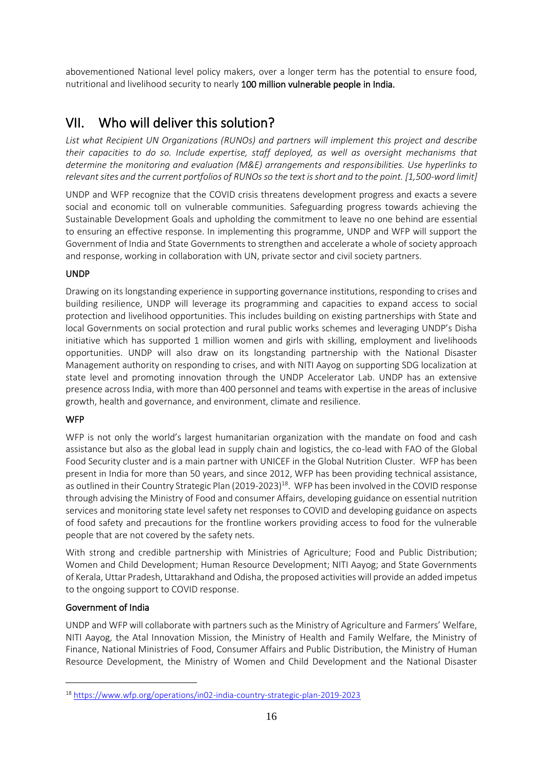abovementioned National level policy makers, over a longer term has the potential to ensure food, nutritional and livelihood security to nearly **100 million vulnerable people in India.**

# VII. Who will deliver this solution?

*List what Recipient UN Organizations (RUNOs) and partners will implement this project and describe their capacities to do so. Include expertise, staff deployed, as well as oversight mechanisms that determine the monitoring and evaluation (M&E) arrangements and responsibilities. Use hyperlinks to relevant sites and the current portfolios of RUNOs so the text is short and to the point. [1,500-word limit]*

UNDP and WFP recognize that the COVID crisis threatens development progress and exacts a severe social and economic toll on vulnerable communities. Safeguarding progress towards achieving the Sustainable Development Goals and upholding the commitment to leave no one behind are essential to ensuring an effective response. In implementing this programme, UNDP and WFP will support the Government of India and State Governments to strengthen and accelerate a whole of society approach and response, working in collaboration with UN, private sector and civil society partners.

## UNDP

Drawing on its longstanding experience in supporting governance institutions, responding to crises and building resilience, UNDP will leverage its programming and capacities to expand access to social protection and livelihood opportunities. This includes building on existing partnerships with State and local Governments on social protection and rural public works schemes and leveraging UNDP's Disha initiative which has supported 1 million women and girls with skilling, employment and livelihoods opportunities. UNDP will also draw on its longstanding partnership with the National Disaster Management authority on responding to crises, and with NITI Aayog on supporting SDG localization at state level and promoting innovation through the UNDP Accelerator Lab. UNDP has an extensive presence across India, with more than 400 personnel and teams with expertise in the areas of inclusive growth, health and governance, and environment, climate and resilience.

## WFP

WFP is not only the world's largest humanitarian organization with the mandate on food and cash assistance but also as the global lead in supply chain and logistics, the co-lead with FAO of the Global Food Security cluster and is a main partner with UNICEF in the Global Nutrition Cluster. WFP has been present in India for more than 50 years, and since 2012, WFP has been providing technical assistance, as outlined in their Country Strategic Plan (2019-2023)[18]. WFP has been involved in the COVID response through advising the Ministry of Food and consumer Affairs, developing guidance on essential nutrition services and monitoring state level safety net responses to COVID and developing guidance on aspects of food safety and precautions for the frontline workers providing access to food for the vulnerable people that are not covered by the safety nets.

With strong and credible partnership with Ministries of Agriculture; Food and Public Distribution; Women and Child Development; Human Resource Development; NITI Aayog; and State Governments of Kerala, Uttar Pradesh, Uttarakhand and Odisha, the proposed activities will provide an added impetus to the ongoing support to COVID response.

## Government of India

UNDP and WFP will collaborate with partners such as the Ministry of Agriculture and Farmers' Welfare, NITI Aayog, the Atal Innovation Mission, the Ministry of Health and Family Welfare, the Ministry of Finance, National Ministries of Food, Consumer Affairs and Public Distribution, the Ministry of Human Resource Development, the Ministry of Women and Child Development and the National Disaster

---

[18] https://www.wfp.org/operations/in02-india-country-strategic-plan-2019-2023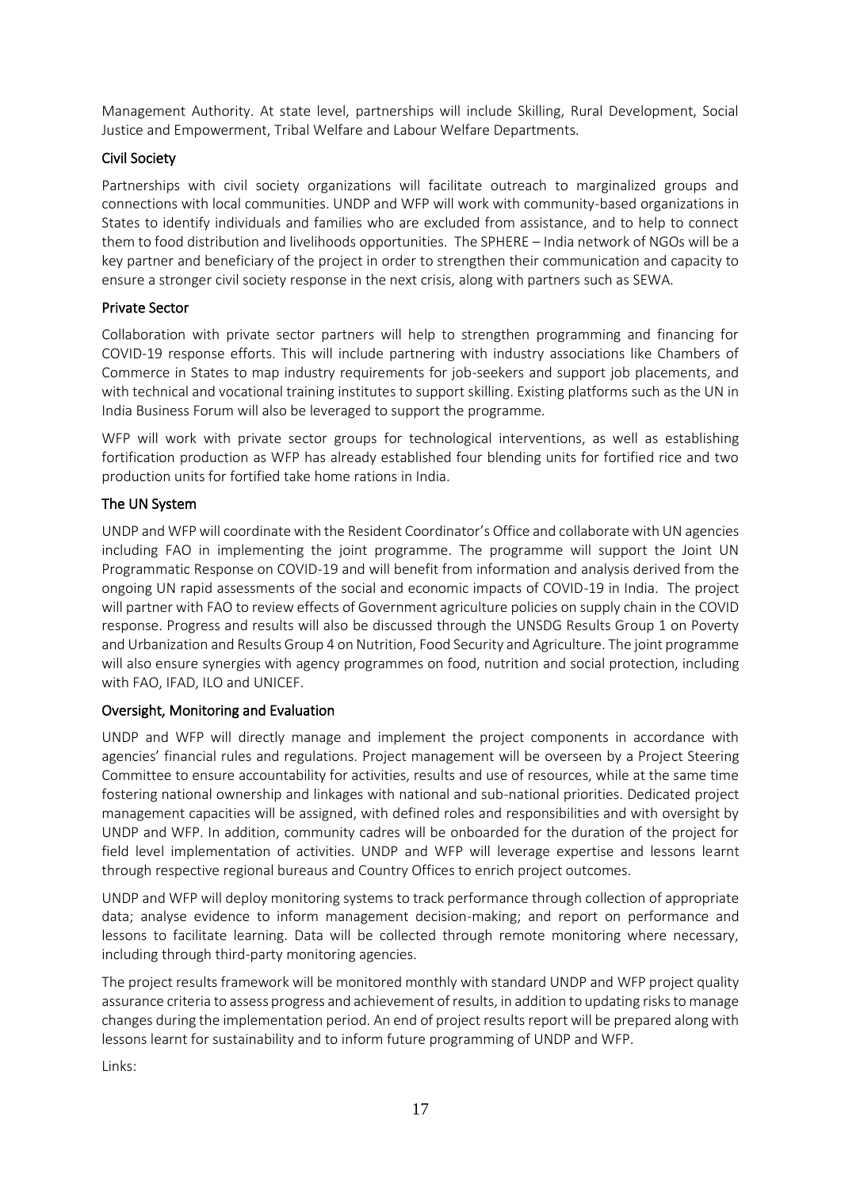Management Authority. At state level, partnerships will include Skilling, Rural Development, Social Justice and Empowerment, Tribal Welfare and Labour Welfare Departments.

### Civil Society

Partnerships with civil society organizations will facilitate outreach to marginalized groups and connections with local communities. UNDP and WFP will work with community-based organizations in States to identify individuals and families who are excluded from assistance, and to help to connect them to food distribution and livelihoods opportunities. The SPHERE – India network of NGOs will be a key partner and beneficiary of the project in order to strengthen their communication and capacity to ensure a stronger civil society response in the next crisis, along with partners such as SEWA.

### Private Sector

Collaboration with private sector partners will help to strengthen programming and financing for COVID-19 response efforts. This will include partnering with industry associations like Chambers of Commerce in States to map industry requirements for job-seekers and support job placements, and with technical and vocational training institutes to support skilling. Existing platforms such as the UN in India Business Forum will also be leveraged to support the programme.

WFP will work with private sector groups for technological interventions, as well as establishing fortification production as WFP has already established four blending units for fortified rice and two production units for fortified take home rations in India.

### The UN System

UNDP and WFP will coordinate with the Resident Coordinator's Office and collaborate with UN agencies including FAO in implementing the joint programme. The programme will support the Joint UN Programmatic Response on COVID-19 and will benefit from information and analysis derived from the ongoing UN rapid assessments of the social and economic impacts of COVID-19 in India. The project will partner with FAO to review effects of Government agriculture policies on supply chain in the COVID response. Progress and results will also be discussed through the UNSDG Results Group 1 on Poverty and Urbanization and Results Group 4 on Nutrition, Food Security and Agriculture. The joint programme will also ensure synergies with agency programmes on food, nutrition and social protection, including with FAO, IFAD, ILO and UNICEF.

### Oversight, Monitoring and Evaluation

UNDP and WFP will directly manage and implement the project components in accordance with agencies' financial rules and regulations. Project management will be overseen by a Project Steering Committee to ensure accountability for activities, results and use of resources, while at the same time fostering national ownership and linkages with national and sub-national priorities. Dedicated project management capacities will be assigned, with defined roles and responsibilities and with oversight by UNDP and WFP. In addition, community cadres will be onboarded for the duration of the project for field level implementation of activities. UNDP and WFP will leverage expertise and lessons learnt through respective regional bureaus and Country Offices to enrich project outcomes.

UNDP and WFP will deploy monitoring systems to track performance through collection of appropriate data; analyse evidence to inform management decision-making; and report on performance and lessons to facilitate learning. Data will be collected through remote monitoring where necessary, including through third-party monitoring agencies.

The project results framework will be monitored monthly with standard UNDP and WFP project quality assurance criteria to assess progress and achievement of results, in addition to updating risks to manage changes during the implementation period. An end of project results report will be prepared along with lessons learnt for sustainability and to inform future programming of UNDP and WFP.

Links: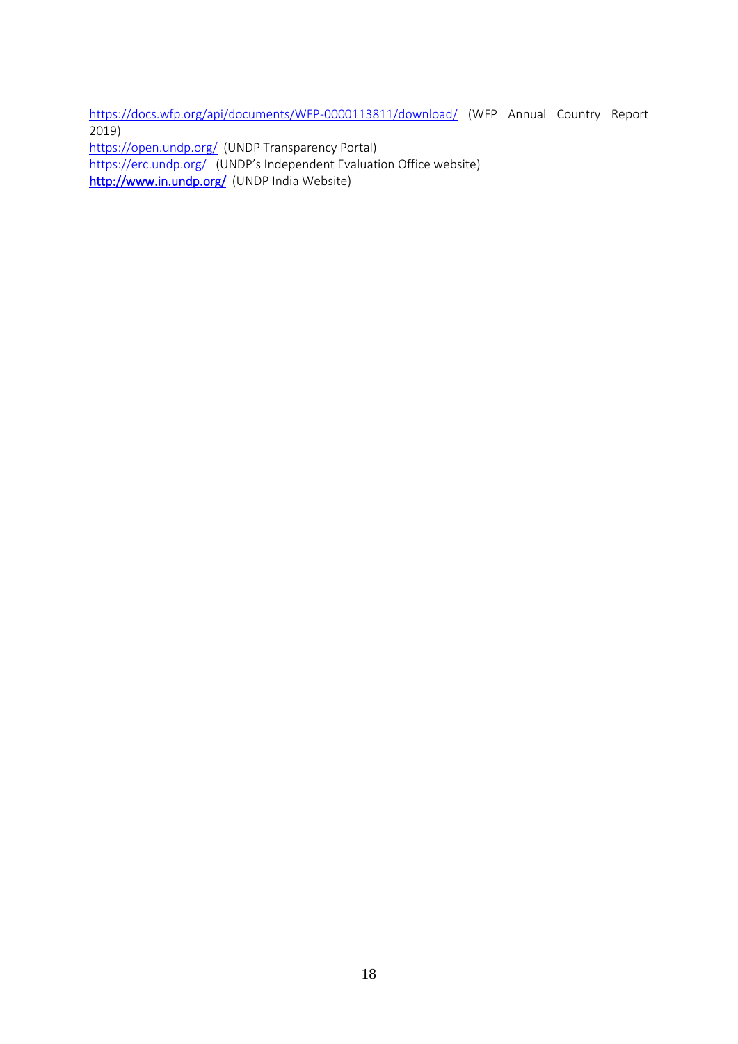https://docs.wfp.org/api/documents/WFP-0000113811/download/ (WFP Annual Country Report 2019)
https://open.undp.org/ (UNDP Transparency Portal)
https://erc.undp.org/ (UNDP's Independent Evaluation Office website)
**http://www.in.undp.org/** (UNDP India Website)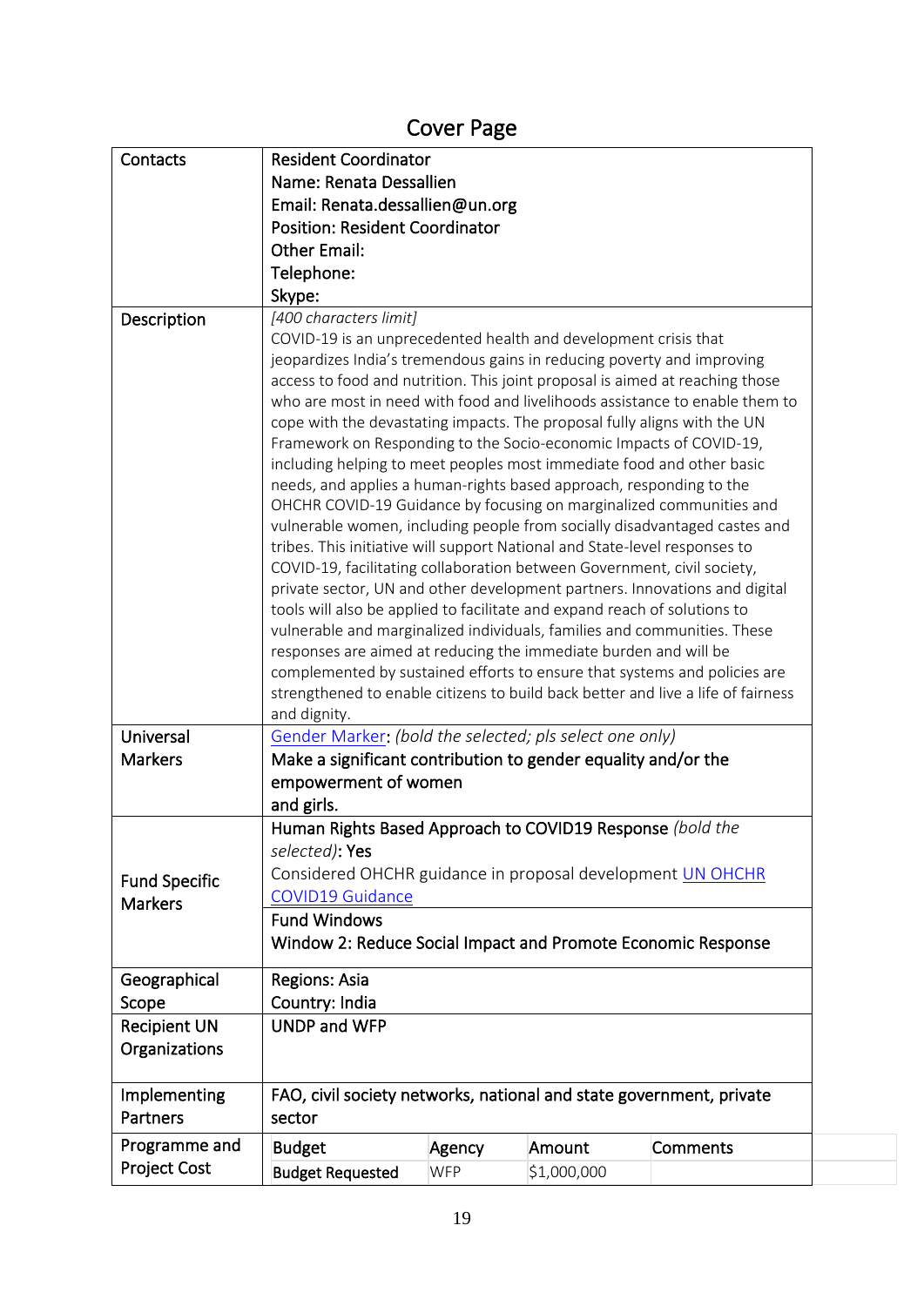# Cover Page

| Contacts | Resident Coordinator<br>Name: Renata Dessallien<br>Email: Renata.dessallien@un.org<br>Position: Resident Coordinator<br>Other Email:<br>Telephone:<br>Skype: |
|---|---|
| Description | *[400 characters limit]*<br>COVID-19 is an unprecedented health and development crisis that jeopardizes India's tremendous gains in reducing poverty and improving access to food and nutrition. This joint proposal is aimed at reaching those who are most in need with food and livelihoods assistance to enable them to cope with the devastating impacts. The proposal fully aligns with the UN Framework on Responding to the Socio-economic Impacts of COVID-19, including helping to meet peoples most immediate food and other basic needs, and applies a human-rights based approach, responding to the OHCHR COVID-19 Guidance by focusing on marginalized communities and vulnerable women, including people from socially disadvantaged castes and tribes. This initiative will support National and State-level responses to COVID-19, facilitating collaboration between Government, civil society, private sector, UN and other development partners. Innovations and digital tools will also be applied to facilitate and expand reach of solutions to vulnerable and marginalized individuals, families and communities. These responses are aimed at reducing the immediate burden and will be complemented by sustained efforts to ensure that systems and policies are strengthened to enable citizens to build back better and live a life of fairness and dignity. |
| Universal Markers | Gender Marker: *(bold the selected; pls select one only)*<br>**Make a significant contribution to gender equality and/or the empowerment of women and girls.** |
| Fund Specific Markers | Human Rights Based Approach to COVID19 Response *(bold the selected)*: **Yes**<br>Considered OHCHR guidance in proposal development UN OHCHR COVID19 Guidance<br><br>Fund Windows<br>Window 2: Reduce Social Impact and Promote Economic Response |
| Geographical Scope | Regions: Asia<br>Country: India |
| Recipient UN Organizations | UNDP and WFP |
| Implementing Partners | FAO, civil society networks, national and state government, private sector |
| Programme and Project Cost | |

| Budget | Agency | Amount | Comments |
|---|---|---|---|
| Budget Requested | WFP | $1,000,000 | |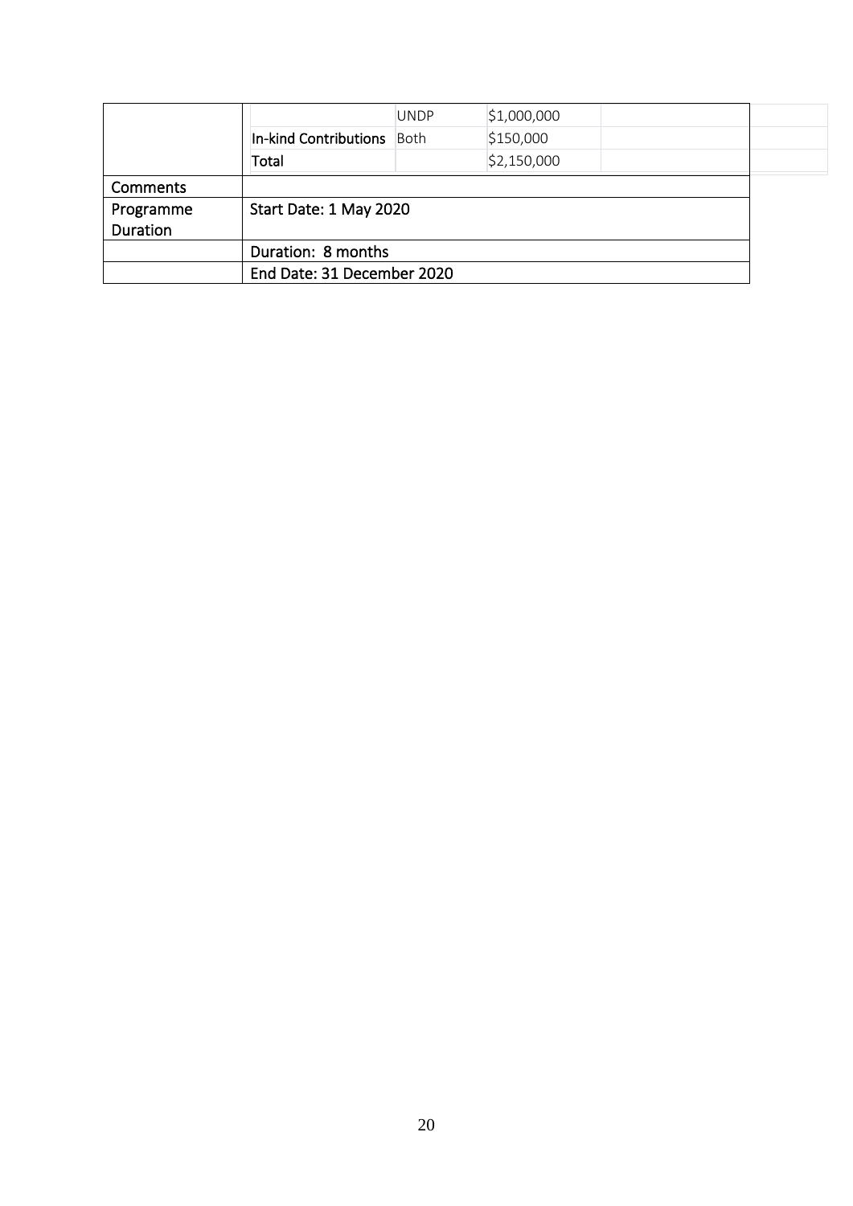|  |  |  |  |  |
|---|---|---|---|---|
|  |  | UNDP | $1,000,000 |  |
|  | In-kind Contributions | Both | $150,000 |  |
|  | Total |  | $2,150,000 |  |
| Comments |  |  |  |  |
| Programme Duration | Start Date: 1 May 2020 |  |  |  |
|  | Duration: 8 months |  |  |  |
|  | End Date: 31 December 2020 |  |  |  |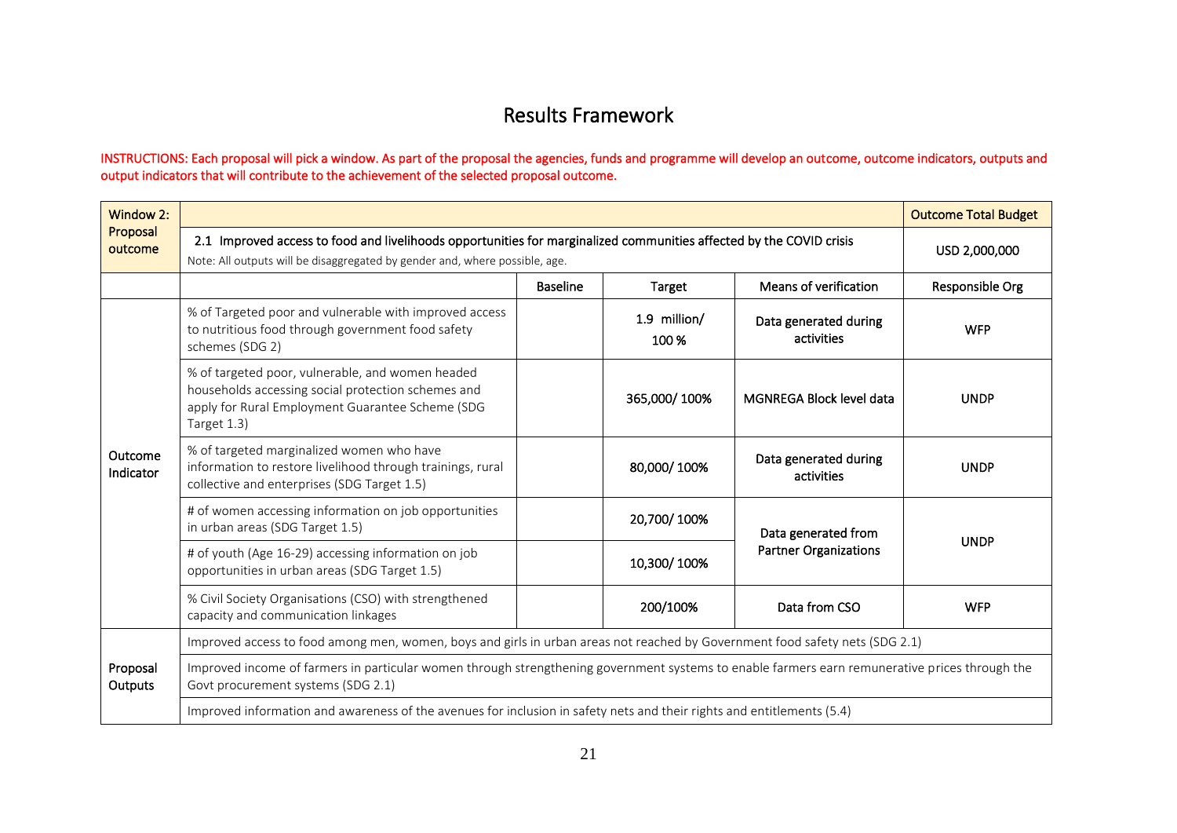# Results Framework

INSTRUCTIONS: Each proposal will pick a window. As part of the proposal the agencies, funds and programme will develop an outcome, outcome indicators, outputs and output indicators that will contribute to the achievement of the selected proposal outcome.

| Window 2: Proposal outcome | | | | | Outcome Total Budget |
|---|---|---|---|---|---|
| | 2.1 Improved access to food and livelihoods opportunities for marginalized communities affected by the COVID crisis<br>Note: All outputs will be disaggregated by gender and, where possible, age. | | | | USD 2,000,000 |
| | | Baseline | Target | Means of verification | Responsible Org |
| Outcome Indicator | % of Targeted poor and vulnerable with improved access to nutritious food through government food safety schemes (SDG 2) | | 1.9 million/ 100 % | Data generated during activities | WFP |
| | % of targeted poor, vulnerable, and women headed households accessing social protection schemes and apply for Rural Employment Guarantee Scheme (SDG Target 1.3) | | 365,000/ 100% | MGNREGA Block level data | UNDP |
| | % of targeted marginalized women who have information to restore livelihood through trainings, rural collective and enterprises (SDG Target 1.5) | | 80,000/ 100% | Data generated during activities | UNDP |
| | # of women accessing information on job opportunities in urban areas (SDG Target 1.5) | | 20,700/ 100% | Data generated from Partner Organizations | UNDP |
| | # of youth (Age 16-29) accessing information on job opportunities in urban areas (SDG Target 1.5) | | 10,300/ 100% | | |
| | % Civil Society Organisations (CSO) with strengthened capacity and communication linkages | | 200/100% | Data from CSO | WFP |
| Proposal Outputs | Improved access to food among men, women, boys and girls in urban areas not reached by Government food safety nets (SDG 2.1) | | | | |
| | Improved income of farmers in particular women through strengthening government systems to enable farmers earn remunerative prices through the Govt procurement systems (SDG 2.1) | | | | |
| | Improved information and awareness of the avenues for inclusion in safety nets and their rights and entitlements (5.4) | | | | |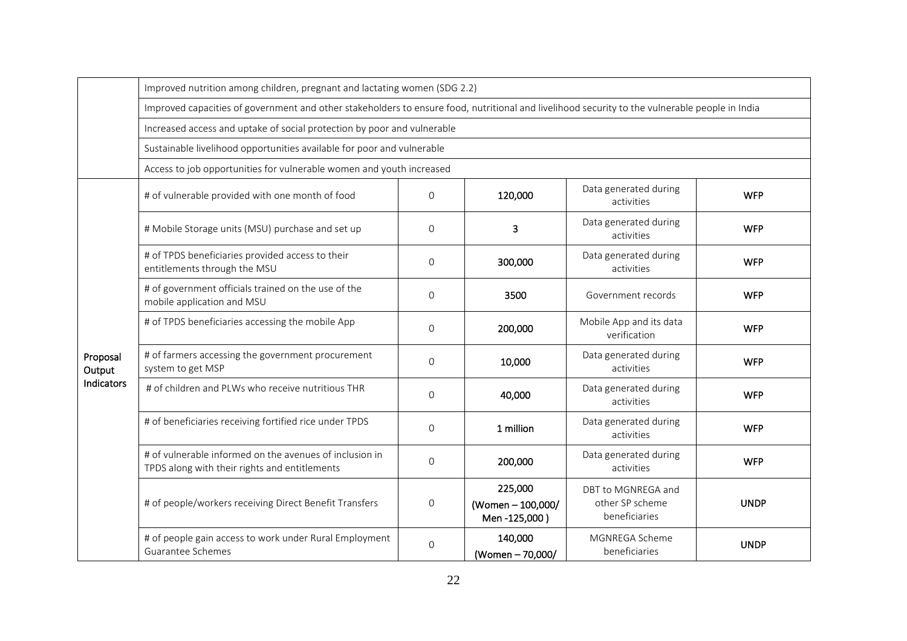| | | | | | |
|---|---|---|---|---|---|
| | Improved nutrition among children, pregnant and lactating women (SDG 2.2) | | | | |
| | Improved capacities of government and other stakeholders to ensure food, nutritional and livelihood security to the vulnerable people in India | | | | |
| | Increased access and uptake of social protection by poor and vulnerable | | | | |
| | Sustainable livelihood opportunities available for poor and vulnerable | | | | |
| | Access to job opportunities for vulnerable women and youth increased | | | | |
| Proposal Output Indicators | # of vulnerable provided with one month of food | 0 | **120,000** | Data generated during activities | **WFP** |
| | # Mobile Storage units (MSU) purchase and set up | 0 | **3** | Data generated during activities | **WFP** |
| | # of TPDS beneficiaries provided access to their entitlements through the MSU | 0 | **300,000** | Data generated during activities | **WFP** |
| | # of government officials trained on the use of the mobile application and MSU | 0 | **3500** | Government records | **WFP** |
| | # of TPDS beneficiaries accessing the mobile App | 0 | **200,000** | Mobile App and its data verification | **WFP** |
| | # of farmers accessing the government procurement system to get MSP | 0 | **10,000** | Data generated during activities | **WFP** |
| | # of children and PLWs who receive nutritious THR | 0 | **40,000** | Data generated during activities | **WFP** |
| | # of beneficiaries receiving fortified rice under TPDS | 0 | **1 million** | Data generated during activities | **WFP** |
| | # of vulnerable informed on the avenues of inclusion in TPDS along with their rights and entitlements | 0 | **200,000** | Data generated during activities | **WFP** |
| | # of people/workers receiving Direct Benefit Transfers | 0 | **225,000 (Women – 100,000/ Men -125,000 )** | DBT to MGNREGA and other SP scheme beneficiaries | **UNDP** |
| | # of people gain access to work under Rural Employment Guarantee Schemes | 0 | **140,000 (Women – 70,000/** | MGNREGA Scheme beneficiaries | **UNDP** |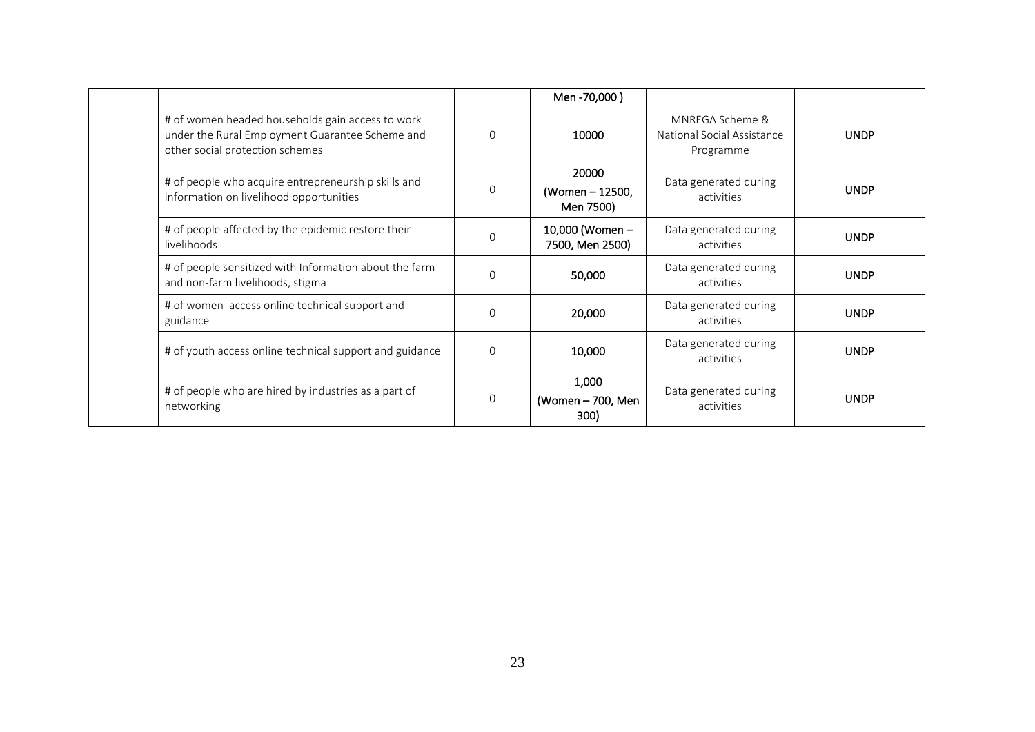| | | | | | |
|---|---|---|---|---|---|
| | | | Men -70,000 ) | | |
| | # of women headed households gain access to work under the Rural Employment Guarantee Scheme and other social protection schemes | 0 | **10000** | MNREGA Scheme & National Social Assistance Programme | **UNDP** |
| | # of people who acquire entrepreneurship skills and information on livelihood opportunities | 0 | **20000 (Women – 12500, Men 7500)** | Data generated during activities | **UNDP** |
| | # of people affected by the epidemic restore their livelihoods | 0 | **10,000 (Women – 7500, Men 2500)** | Data generated during activities | **UNDP** |
| | # of people sensitized with Information about the farm and non-farm livelihoods, stigma | 0 | **50,000** | Data generated during activities | **UNDP** |
| | # of women access online technical support and guidance | 0 | **20,000** | Data generated during activities | **UNDP** |
| | # of youth access online technical support and guidance | 0 | **10,000** | Data generated during activities | **UNDP** |
| | # of people who are hired by industries as a part of networking | 0 | **1,000 (Women – 700, Men 300)** | Data generated during activities | **UNDP** |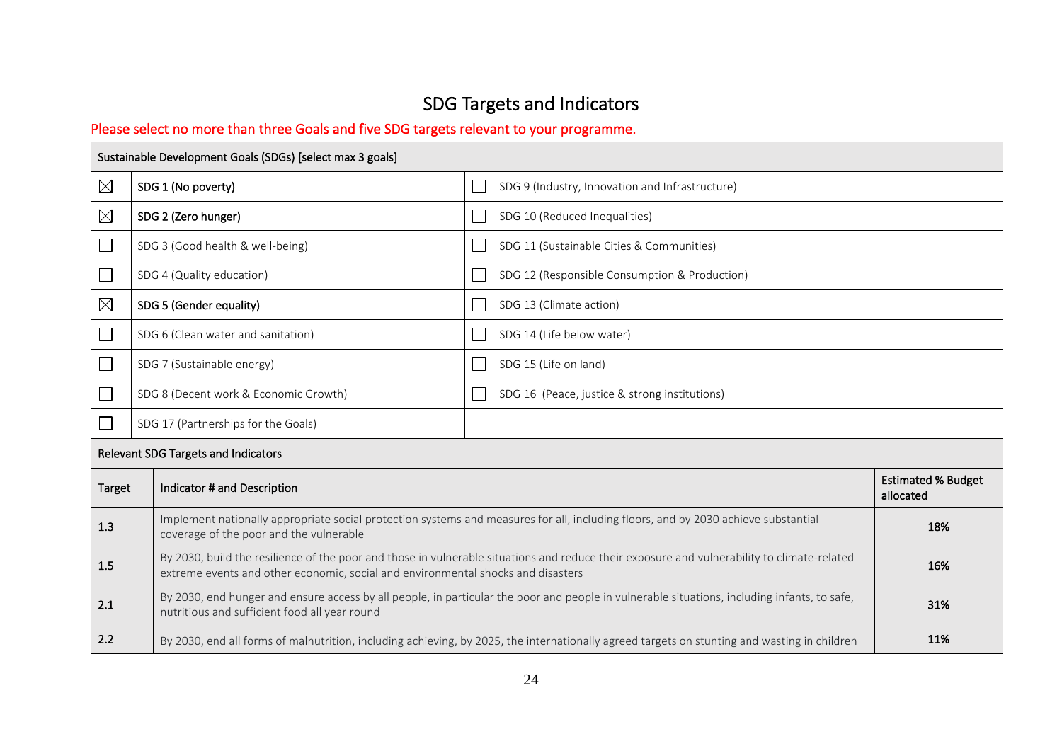# SDG Targets and Indicators

Please select no more than three Goals and five SDG targets relevant to your programme.

| Sustainable Development Goals (SDGs) [select max 3 goals] | | | |
|---|---|---|---|
| ☒ | **SDG 1 (No poverty)** | ☐ | SDG 9 (Industry, Innovation and Infrastructure) |
| ☒ | **SDG 2 (Zero hunger)** | ☐ | SDG 10 (Reduced Inequalities) |
| ☐ | SDG 3 (Good health & well-being) | ☐ | SDG 11 (Sustainable Cities & Communities) |
| ☐ | SDG 4 (Quality education) | ☐ | SDG 12 (Responsible Consumption & Production) |
| ☒ | **SDG 5 (Gender equality)** | ☐ | SDG 13 (Climate action) |
| ☐ | SDG 6 (Clean water and sanitation) | ☐ | SDG 14 (Life below water) |
| ☐ | SDG 7 (Sustainable energy) | ☐ | SDG 15 (Life on land) |
| ☐ | SDG 8 (Decent work & Economic Growth) | ☐ | SDG 16 (Peace, justice & strong institutions) |
| ☐ | SDG 17 (Partnerships for the Goals) | | |

**Relevant SDG Targets and Indicators**

| Target | Indicator # and Description | Estimated % Budget allocated |
|---|---|---|
| 1.3 | Implement nationally appropriate social protection systems and measures for all, including floors, and by 2030 achieve substantial coverage of the poor and the vulnerable | **18%** |
| 1.5 | By 2030, build the resilience of the poor and those in vulnerable situations and reduce their exposure and vulnerability to climate-related extreme events and other economic, social and environmental shocks and disasters | **16%** |
| 2.1 | By 2030, end hunger and ensure access by all people, in particular the poor and people in vulnerable situations, including infants, to safe, nutritious and sufficient food all year round | **31%** |
| 2.2 | By 2030, end all forms of malnutrition, including achieving, by 2025, the internationally agreed targets on stunting and wasting in children | **11%** |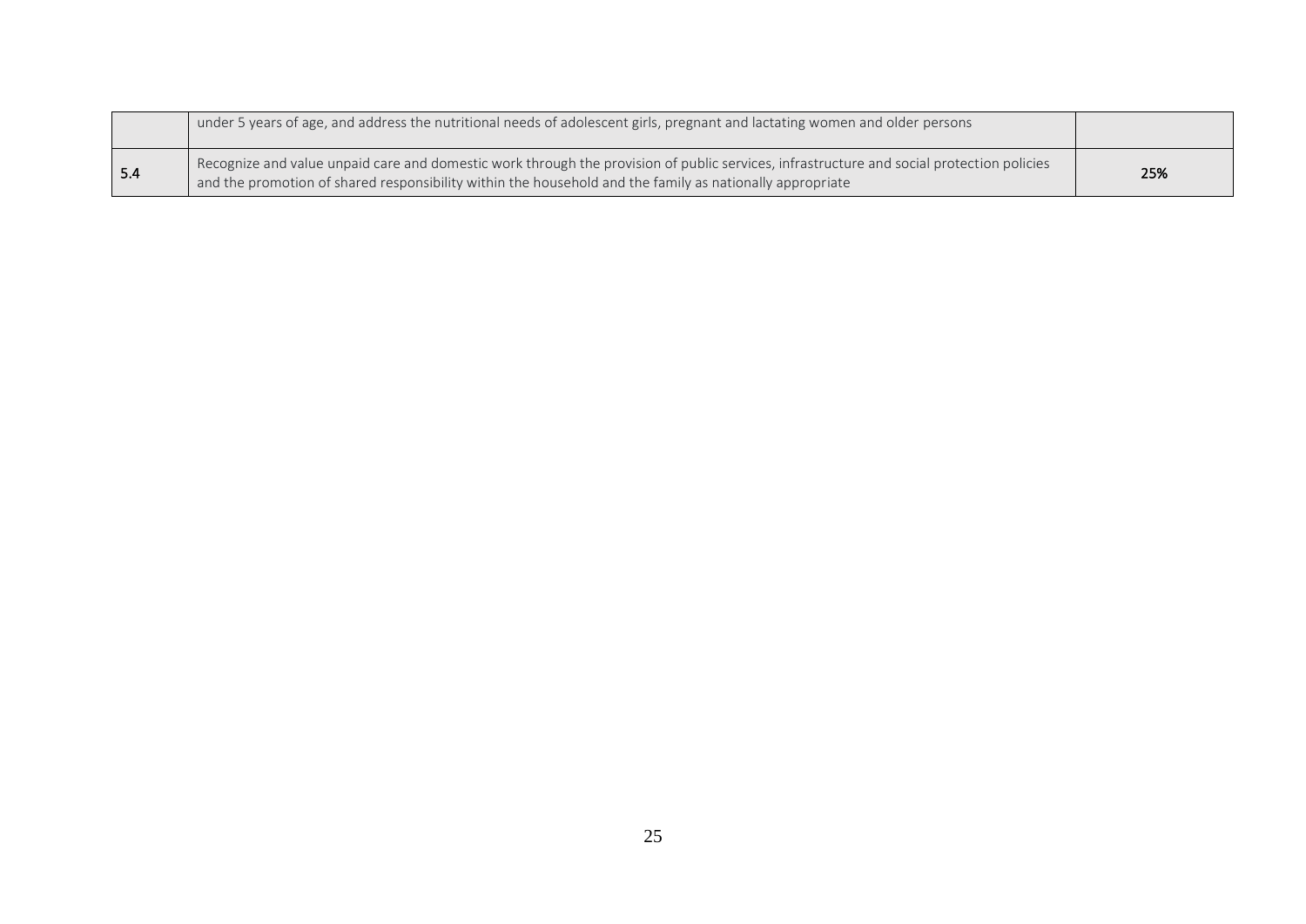| | | |
|---|---|---|
| | under 5 years of age, and address the nutritional needs of adolescent girls, pregnant and lactating women and older persons | |
| 5.4 | Recognize and value unpaid care and domestic work through the provision of public services, infrastructure and social protection policies and the promotion of shared responsibility within the household and the family as nationally appropriate | **25%** |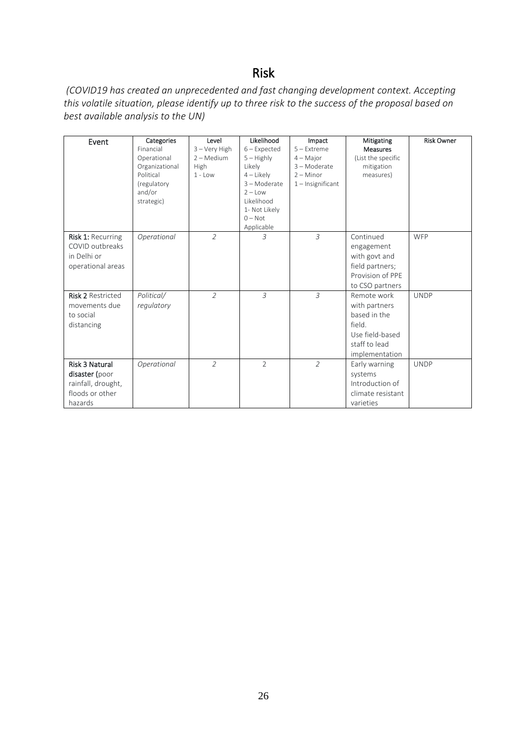# Risk

*(COVID19 has created an unprecedented and fast changing development context. Accepting this volatile situation, please identify up to three risk to the success of the proposal based on best available analysis to the UN)*

| Event | Categories<br>Financial<br>Operational<br>Organizational<br>Political<br>(regulatory and/or strategic) | Level<br>3 – Very High<br>2 – Medium High<br>1 - Low | Likelihood<br>6 – Expected<br>5 – Highly Likely<br>4 – Likely<br>3 – Moderate<br>2 – Low Likelihood<br>1- Not Likely<br>0 – Not Applicable | Impact<br>5 – Extreme<br>4 – Major<br>3 – Moderate<br>2 – Minor<br>1 – Insignificant | Mitigating Measures<br>(List the specific mitigation measures) | Risk Owner |
|---|---|---|---|---|---|---|
| **Risk 1:** Recurring COVID outbreaks in Delhi or operational areas | *Operational* | *2* | *3* | *3* | Continued engagement with govt and field partners; Provision of PPE to CSO partners | WFP |
| **Risk 2** Restricted movements due to social distancing | *Political/ regulatory* | *2* | *3* | *3* | Remote work with partners based in the field. Use field-based staff to lead implementation | UNDP |
| **Risk 3 Natural disaster (**poor rainfall, drought, floods or other hazards | *Operational* | *2* | 2 | *2* | Early warning systems Introduction of climate resistant varieties | UNDP |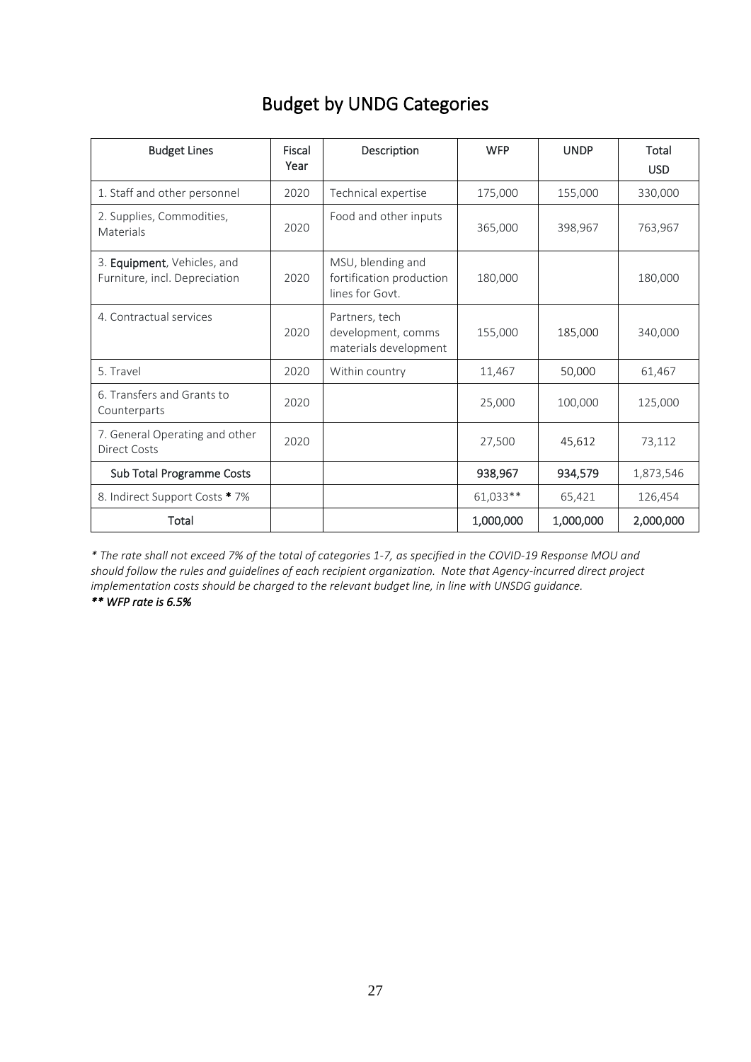# Budget by UNDG Categories

| Budget Lines | Fiscal Year | Description | WFP | UNDP | Total USD |
|---|---|---|---|---|---|
| 1. Staff and other personnel | 2020 | Technical expertise | 175,000 | 155,000 | 330,000 |
| 2. Supplies, Commodities, Materials | 2020 | Food and other inputs | 365,000 | 398,967 | 763,967 |
| 3. **Equipment**, Vehicles, and Furniture, incl. Depreciation | 2020 | MSU, blending and fortification production lines for Govt. | 180,000 | | 180,000 |
| 4. Contractual services | 2020 | Partners, tech development, comms materials development | 155,000 | 185,000 | 340,000 |
| 5. Travel | 2020 | Within country | 11,467 | 50,000 | 61,467 |
| 6. Transfers and Grants to Counterparts | 2020 | | 25,000 | 100,000 | 125,000 |
| 7. General Operating and other Direct Costs | 2020 | | 27,500 | 45,612 | 73,112 |
| Sub Total Programme Costs | | | 938,967 | 934,579 | 1,873,546 |
| 8. Indirect Support Costs * 7% | | | 61,033** | 65,421 | 126,454 |
| Total | | | 1,000,000 | 1,000,000 | 2,000,000 |

*\* The rate shall not exceed 7% of the total of categories 1-7, as specified in the COVID-19 Response MOU and should follow the rules and guidelines of each recipient organization. Note that Agency-incurred direct project implementation costs should be charged to the relevant budget line, in line with UNSDG guidance.*

***\*\* WFP rate is 6.5%***